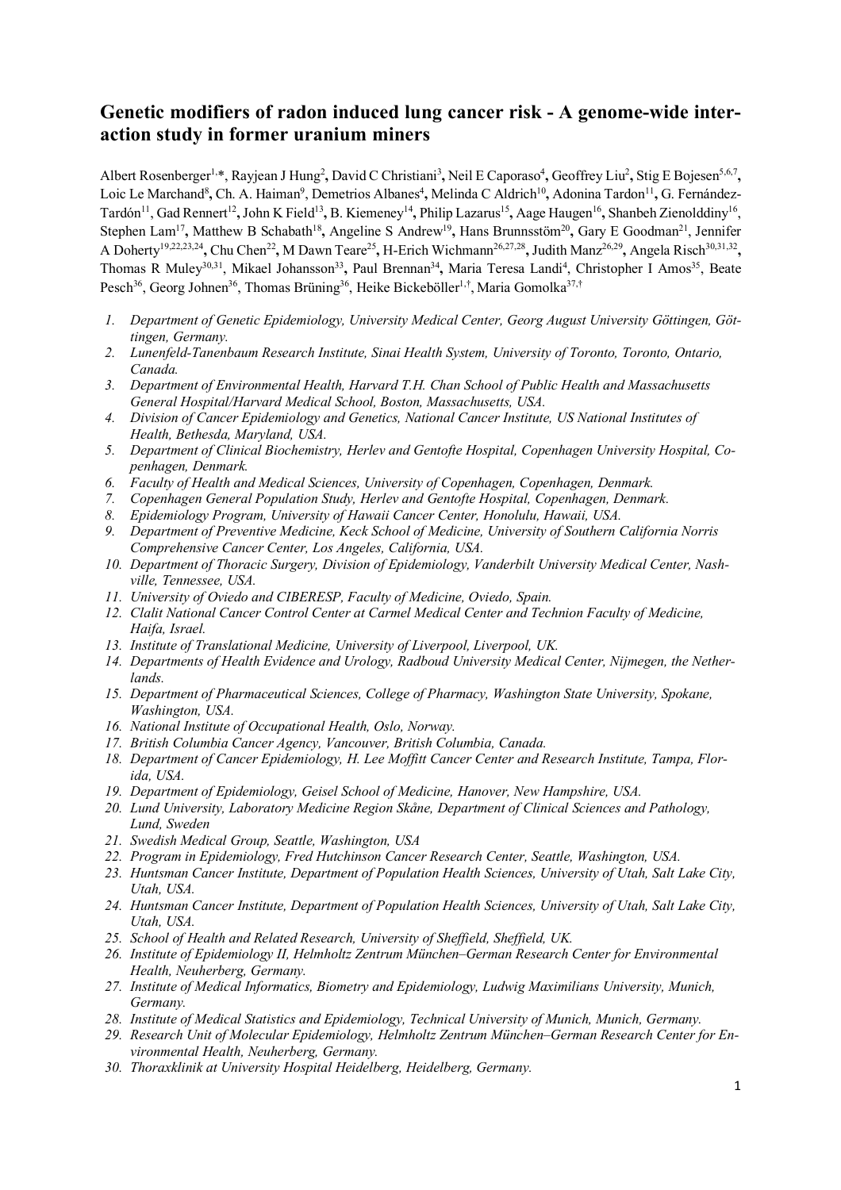# Genetic modifiers of radon induced lung cancer risk - A genome-wide interaction study in former uranium miners

Albert Rosenberger[1,*], Rayjean J Hung[2], David C Christiani[3], Neil E Caporaso[4], Geoffrey Liu[2], Stig E Bojesen[5,6,7], Loic Le Marchand[8], Ch. A. Haiman[9], Demetrios Albanes[4], Melinda C Aldrich[10], Adonina Tardon[11], G. Fernández-Tardón[11], Gad Rennert[12], John K Field[13], B. Kiemeney[14], Philip Lazarus[15], Aage Haugen[16], Shanbeh Zienolddiny[16], Stephen Lam[17], Matthew B Schabath[18], Angeline S Andrew[19], Hans Brunnsstöm[20], Gary E Goodman[21], Jennifer A Doherty[19,22,23,24], Chu Chen[22], M Dawn Teare[25], H-Erich Wichmann[26,27,28], Judith Manz[26,29], Angela Risch[30,31,32], Thomas R Muley[30,31], Mikael Johansson[33], Paul Brennan[34], Maria Teresa Landi[4], Christopher I Amos[35], Beate Pesch[36], Georg Johnen[36], Thomas Brüning[36], Heike Bickeböller[1,†], Maria Gomolka[37,†]

1. *Department of Genetic Epidemiology, University Medical Center, Georg August University Göttingen, Göttingen, Germany.*
2. *Lunenfeld-Tanenbaum Research Institute, Sinai Health System, University of Toronto, Toronto, Ontario, Canada.*
3. *Department of Environmental Health, Harvard T.H. Chan School of Public Health and Massachusetts General Hospital/Harvard Medical School, Boston, Massachusetts, USA.*
4. *Division of Cancer Epidemiology and Genetics, National Cancer Institute, US National Institutes of Health, Bethesda, Maryland, USA.*
5. *Department of Clinical Biochemistry, Herlev and Gentofte Hospital, Copenhagen University Hospital, Copenhagen, Denmark.*
6. *Faculty of Health and Medical Sciences, University of Copenhagen, Copenhagen, Denmark.*
7. *Copenhagen General Population Study, Herlev and Gentofte Hospital, Copenhagen, Denmark.*
8. *Epidemiology Program, University of Hawaii Cancer Center, Honolulu, Hawaii, USA.*
9. *Department of Preventive Medicine, Keck School of Medicine, University of Southern California Norris Comprehensive Cancer Center, Los Angeles, California, USA.*
10. *Department of Thoracic Surgery, Division of Epidemiology, Vanderbilt University Medical Center, Nashville, Tennessee, USA.*
11. *University of Oviedo and CIBERESP, Faculty of Medicine, Oviedo, Spain.*
12. *Clalit National Cancer Control Center at Carmel Medical Center and Technion Faculty of Medicine, Haifa, Israel.*
13. *Institute of Translational Medicine, University of Liverpool, Liverpool, UK.*
14. *Departments of Health Evidence and Urology, Radboud University Medical Center, Nijmegen, the Netherlands.*
15. *Department of Pharmaceutical Sciences, College of Pharmacy, Washington State University, Spokane, Washington, USA.*
16. *National Institute of Occupational Health, Oslo, Norway.*
17. *British Columbia Cancer Agency, Vancouver, British Columbia, Canada.*
18. *Department of Cancer Epidemiology, H. Lee Moffitt Cancer Center and Research Institute, Tampa, Florida, USA.*
19. *Department of Epidemiology, Geisel School of Medicine, Hanover, New Hampshire, USA.*
20. *Lund University, Laboratory Medicine Region Skåne, Department of Clinical Sciences and Pathology, Lund, Sweden*
21. *Swedish Medical Group, Seattle, Washington, USA*
22. *Program in Epidemiology, Fred Hutchinson Cancer Research Center, Seattle, Washington, USA.*
23. *Huntsman Cancer Institute, Department of Population Health Sciences, University of Utah, Salt Lake City, Utah, USA.*
24. *Huntsman Cancer Institute, Department of Population Health Sciences, University of Utah, Salt Lake City, Utah, USA.*
25. *School of Health and Related Research, University of Sheffield, Sheffield, UK.*
26. *Institute of Epidemiology II, Helmholtz Zentrum München–German Research Center for Environmental Health, Neuherberg, Germany.*
27. *Institute of Medical Informatics, Biometry and Epidemiology, Ludwig Maximilians University, Munich, Germany.*
28. *Institute of Medical Statistics and Epidemiology, Technical University of Munich, Munich, Germany.*
29. *Research Unit of Molecular Epidemiology, Helmholtz Zentrum München–German Research Center for Environmental Health, Neuherberg, Germany.*
30. *Thoraxklinik at University Hospital Heidelberg, Heidelberg, Germany.*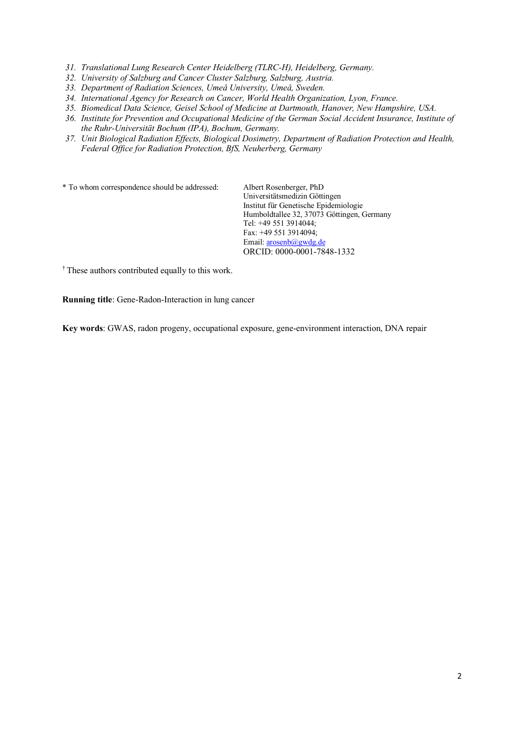31. *Translational Lung Research Center Heidelberg (TLRC-H), Heidelberg, Germany.*
32. *University of Salzburg and Cancer Cluster Salzburg, Salzburg, Austria.*
33. *Department of Radiation Sciences, Umeå University, Umeå, Sweden.*
34. *International Agency for Research on Cancer, World Health Organization, Lyon, France.*
35. *Biomedical Data Science, Geisel School of Medicine at Dartmouth, Hanover, New Hampshire, USA.*
36. *Institute for Prevention and Occupational Medicine of the German Social Accident Insurance, Institute of the Ruhr-Universität Bochum (IPA), Bochum, Germany.*
37. *Unit Biological Radiation Effects, Biological Dosimetry, Department of Radiation Protection and Health, Federal Office for Radiation Protection, BfS, Neuherberg, Germany*

\* To whom correspondence should be addressed:

Albert Rosenberger, PhD
Universitätsmedizin Göttingen
Institut für Genetische Epidemiologie
Humboldtallee 32, 37073 Göttingen, Germany
Tel: +49 551 3914044;
Fax: +49 551 3914094;
Email: arosenb@gwdg.de
ORCID: 0000-0001-7848-1332

[†] These authors contributed equally to this work.

**Running title**: Gene-Radon-Interaction in lung cancer

**Key words**: GWAS, radon progeny, occupational exposure, gene-environment interaction, DNA repair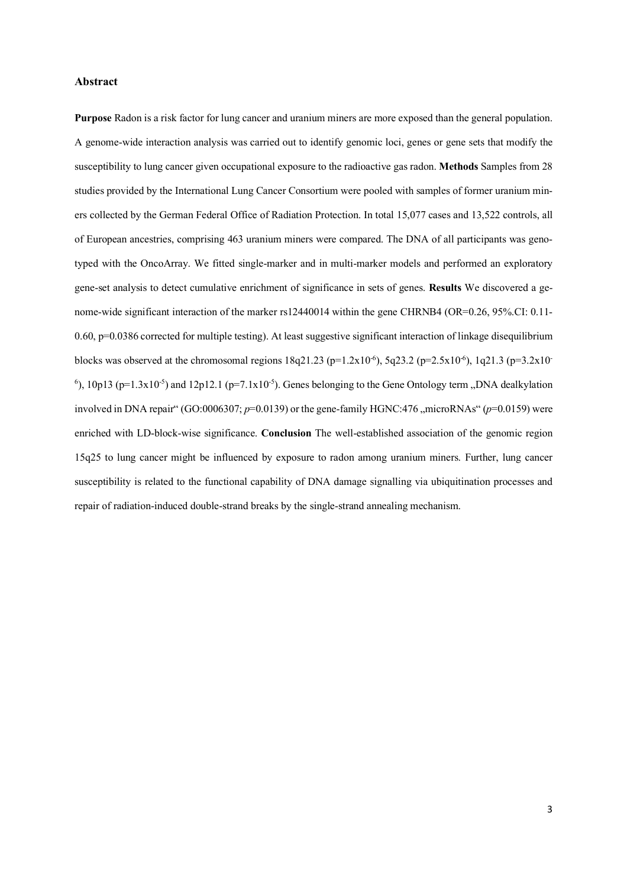## Abstract

**Purpose** Radon is a risk factor for lung cancer and uranium miners are more exposed than the general population. A genome-wide interaction analysis was carried out to identify genomic loci, genes or gene sets that modify the susceptibility to lung cancer given occupational exposure to the radioactive gas radon. **Methods** Samples from 28 studies provided by the International Lung Cancer Consortium were pooled with samples of former uranium miners collected by the German Federal Office of Radiation Protection. In total 15,077 cases and 13,522 controls, all of European ancestries, comprising 463 uranium miners were compared. The DNA of all participants was genotyped with the OncoArray. We fitted single-marker and in multi-marker models and performed an exploratory gene-set analysis to detect cumulative enrichment of significance in sets of genes. **Results** We discovered a genome-wide significant interaction of the marker rs12440014 within the gene CHRNB4 (OR=0.26, 95%.CI: 0.11-0.60, p=0.0386 corrected for multiple testing). At least suggestive significant interaction of linkage disequilibrium blocks was observed at the chromosomal regions 18q21.23 ($p=1.2x10^{-6}$), 5q23.2 ($p=2.5x10^{-6}$), 1q21.3 ($p=3.2x10^{-6}$), 10p13 ($p=1.3x10^{-5}$) and 12p12.1 ($p=7.1x10^{-5}$). Genes belonging to the Gene Ontology term „DNA dealkylation involved in DNA repair" (GO:0006307; *p*=0.0139) or the gene-family HGNC:476 „microRNAs" (*p*=0.0159) were enriched with LD-block-wise significance. **Conclusion** The well-established association of the genomic region 15q25 to lung cancer might be influenced by exposure to radon among uranium miners. Further, lung cancer susceptibility is related to the functional capability of DNA damage signalling via ubiquitination processes and repair of radiation-induced double-strand breaks by the single-strand annealing mechanism.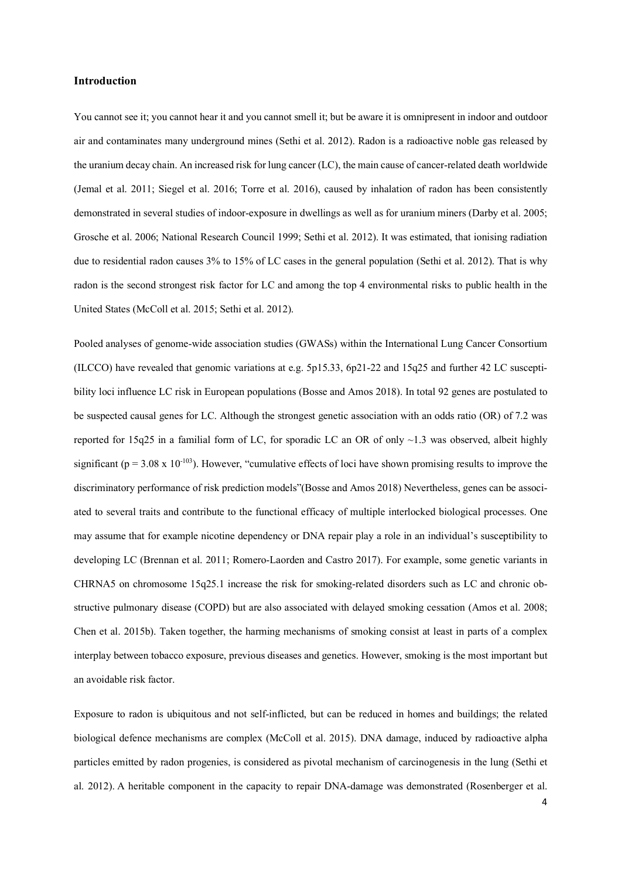### Introduction

You cannot see it; you cannot hear it and you cannot smell it; but be aware it is omnipresent in indoor and outdoor air and contaminates many underground mines (Sethi et al. 2012). Radon is a radioactive noble gas released by the uranium decay chain. An increased risk for lung cancer (LC), the main cause of cancer-related death worldwide (Jemal et al. 2011; Siegel et al. 2016; Torre et al. 2016), caused by inhalation of radon has been consistently demonstrated in several studies of indoor-exposure in dwellings as well as for uranium miners (Darby et al. 2005; Grosche et al. 2006; National Research Council 1999; Sethi et al. 2012). It was estimated, that ionising radiation due to residential radon causes 3% to 15% of LC cases in the general population (Sethi et al. 2012). That is why radon is the second strongest risk factor for LC and among the top 4 environmental risks to public health in the United States (McColl et al. 2015; Sethi et al. 2012).

Pooled analyses of genome-wide association studies (GWASs) within the International Lung Cancer Consortium (ILCCO) have revealed that genomic variations at e.g. 5p15.33, 6p21-22 and 15q25 and further 42 LC susceptibility loci influence LC risk in European populations (Bosse and Amos 2018). In total 92 genes are postulated to be suspected causal genes for LC. Although the strongest genetic association with an odds ratio (OR) of 7.2 was reported for 15q25 in a familial form of LC, for sporadic LC an OR of only ~1.3 was observed, albeit highly significant ($p = 3.08 \times 10^{-103}$). However, "cumulative effects of loci have shown promising results to improve the discriminatory performance of risk prediction models"(Bosse and Amos 2018) Nevertheless, genes can be associated to several traits and contribute to the functional efficacy of multiple interlocked biological processes. One may assume that for example nicotine dependency or DNA repair play a role in an individual's susceptibility to developing LC (Brennan et al. 2011; Romero-Laorden and Castro 2017). For example, some genetic variants in CHRNA5 on chromosome 15q25.1 increase the risk for smoking-related disorders such as LC and chronic obstructive pulmonary disease (COPD) but are also associated with delayed smoking cessation (Amos et al. 2008; Chen et al. 2015b). Taken together, the harming mechanisms of smoking consist at least in parts of a complex interplay between tobacco exposure, previous diseases and genetics. However, smoking is the most important but an avoidable risk factor.

Exposure to radon is ubiquitous and not self-inflicted, but can be reduced in homes and buildings; the related biological defence mechanisms are complex (McColl et al. 2015). DNA damage, induced by radioactive alpha particles emitted by radon progenies, is considered as pivotal mechanism of carcinogenesis in the lung (Sethi et al. 2012). A heritable component in the capacity to repair DNA-damage was demonstrated (Rosenberger et al.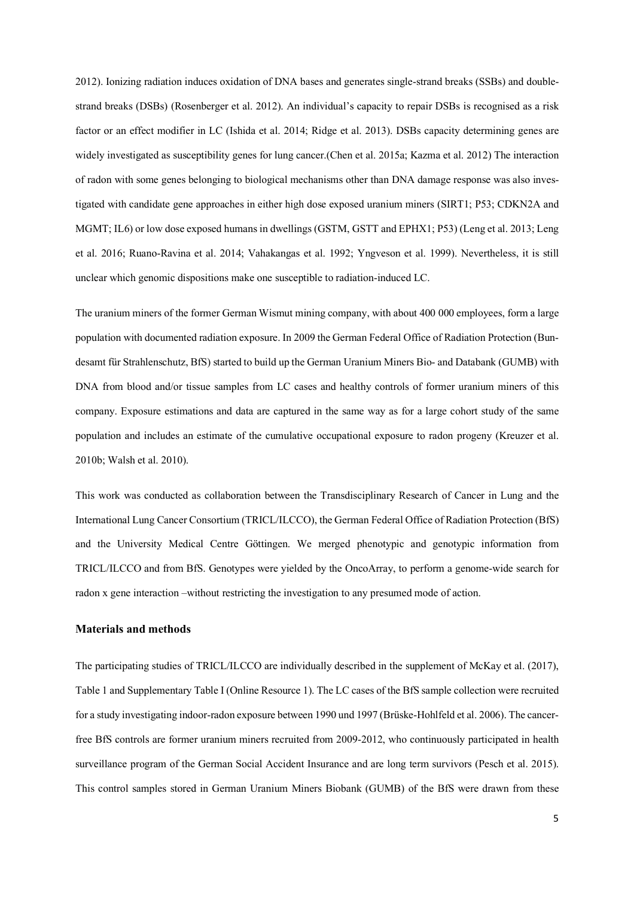2012). Ionizing radiation induces oxidation of DNA bases and generates single-strand breaks (SSBs) and double-strand breaks (DSBs) (Rosenberger et al. 2012). An individual's capacity to repair DSBs is recognised as a risk factor or an effect modifier in LC (Ishida et al. 2014; Ridge et al. 2013). DSBs capacity determining genes are widely investigated as susceptibility genes for lung cancer.(Chen et al. 2015a; Kazma et al. 2012) The interaction of radon with some genes belonging to biological mechanisms other than DNA damage response was also investigated with candidate gene approaches in either high dose exposed uranium miners (SIRT1; P53; CDKN2A and MGMT; IL6) or low dose exposed humans in dwellings (GSTM, GSTT and EPHX1; P53) (Leng et al. 2013; Leng et al. 2016; Ruano-Ravina et al. 2014; Vahakangas et al. 1992; Yngveson et al. 1999). Nevertheless, it is still unclear which genomic dispositions make one susceptible to radiation-induced LC.

The uranium miners of the former German Wismut mining company, with about 400 000 employees, form a large population with documented radiation exposure. In 2009 the German Federal Office of Radiation Protection (Bundesamt für Strahlenschutz, BfS) started to build up the German Uranium Miners Bio- and Databank (GUMB) with DNA from blood and/or tissue samples from LC cases and healthy controls of former uranium miners of this company. Exposure estimations and data are captured in the same way as for a large cohort study of the same population and includes an estimate of the cumulative occupational exposure to radon progeny (Kreuzer et al. 2010b; Walsh et al. 2010).

This work was conducted as collaboration between the Transdisciplinary Research of Cancer in Lung and the International Lung Cancer Consortium (TRICL/ILCCO), the German Federal Office of Radiation Protection (BfS) and the University Medical Centre Göttingen. We merged phenotypic and genotypic information from TRICL/ILCCO and from BfS. Genotypes were yielded by the OncoArray, to perform a genome-wide search for radon x gene interaction –without restricting the investigation to any presumed mode of action.

## Materials and methods

The participating studies of TRICL/ILCCO are individually described in the supplement of McKay et al. (2017), Table 1 and Supplementary Table I (Online Resource 1). The LC cases of the BfS sample collection were recruited for a study investigating indoor-radon exposure between 1990 und 1997 (Brüske-Hohlfeld et al. 2006). The cancer-free BfS controls are former uranium miners recruited from 2009-2012, who continuously participated in health surveillance program of the German Social Accident Insurance and are long term survivors (Pesch et al. 2015). This control samples stored in German Uranium Miners Biobank (GUMB) of the BfS were drawn from these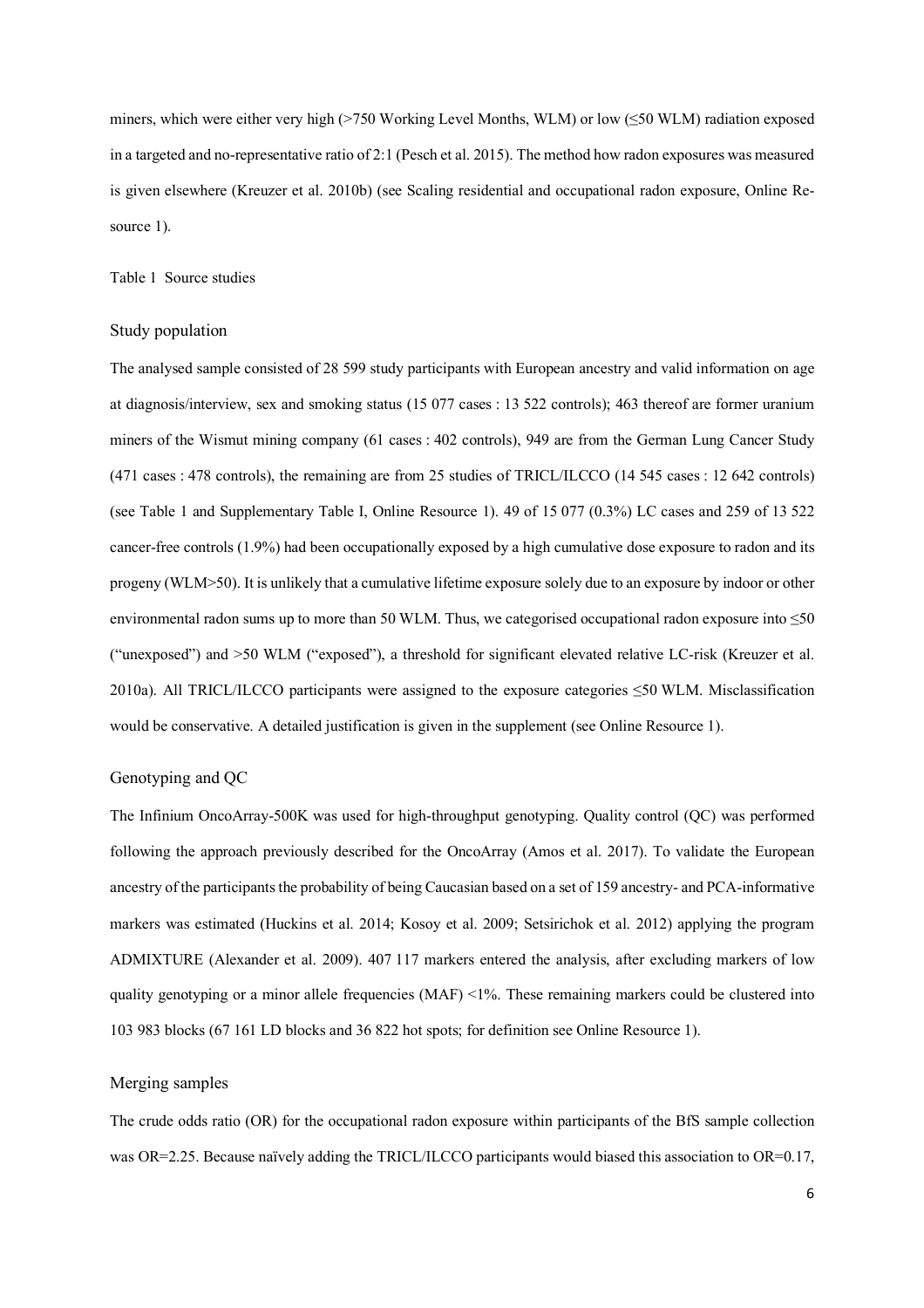miners, which were either very high (>750 Working Level Months, WLM) or low (≤50 WLM) radiation exposed in a targeted and no-representative ratio of 2:1 (Pesch et al. 2015). The method how radon exposures was measured is given elsewhere (Kreuzer et al. 2010b) (see Scaling residential and occupational radon exposure, Online Resource 1).

Table 1 Source studies

## Study population

The analysed sample consisted of 28 599 study participants with European ancestry and valid information on age at diagnosis/interview, sex and smoking status (15 077 cases : 13 522 controls); 463 thereof are former uranium miners of the Wismut mining company (61 cases : 402 controls), 949 are from the German Lung Cancer Study (471 cases : 478 controls), the remaining are from 25 studies of TRICL/ILCCO (14 545 cases : 12 642 controls) (see Table 1 and Supplementary Table I, Online Resource 1). 49 of 15 077 (0.3%) LC cases and 259 of 13 522 cancer-free controls (1.9%) had been occupationally exposed by a high cumulative dose exposure to radon and its progeny (WLM>50). It is unlikely that a cumulative lifetime exposure solely due to an exposure by indoor or other environmental radon sums up to more than 50 WLM. Thus, we categorised occupational radon exposure into ≤50 ("unexposed") and >50 WLM ("exposed"), a threshold for significant elevated relative LC-risk (Kreuzer et al. 2010a). All TRICL/ILCCO participants were assigned to the exposure categories ≤50 WLM. Misclassification would be conservative. A detailed justification is given in the supplement (see Online Resource 1).

## Genotyping and QC

The Infinium OncoArray-500K was used for high-throughput genotyping. Quality control (QC) was performed following the approach previously described for the OncoArray (Amos et al. 2017). To validate the European ancestry of the participants the probability of being Caucasian based on a set of 159 ancestry- and PCA-informative markers was estimated (Huckins et al. 2014; Kosoy et al. 2009; Setsirichok et al. 2012) applying the program ADMIXTURE (Alexander et al. 2009). 407 117 markers entered the analysis, after excluding markers of low quality genotyping or a minor allele frequencies (MAF) <1%. These remaining markers could be clustered into 103 983 blocks (67 161 LD blocks and 36 822 hot spots; for definition see Online Resource 1).

## Merging samples

The crude odds ratio (OR) for the occupational radon exposure within participants of the BfS sample collection was OR=2.25. Because naïvely adding the TRICL/ILCCO participants would biased this association to OR=0.17,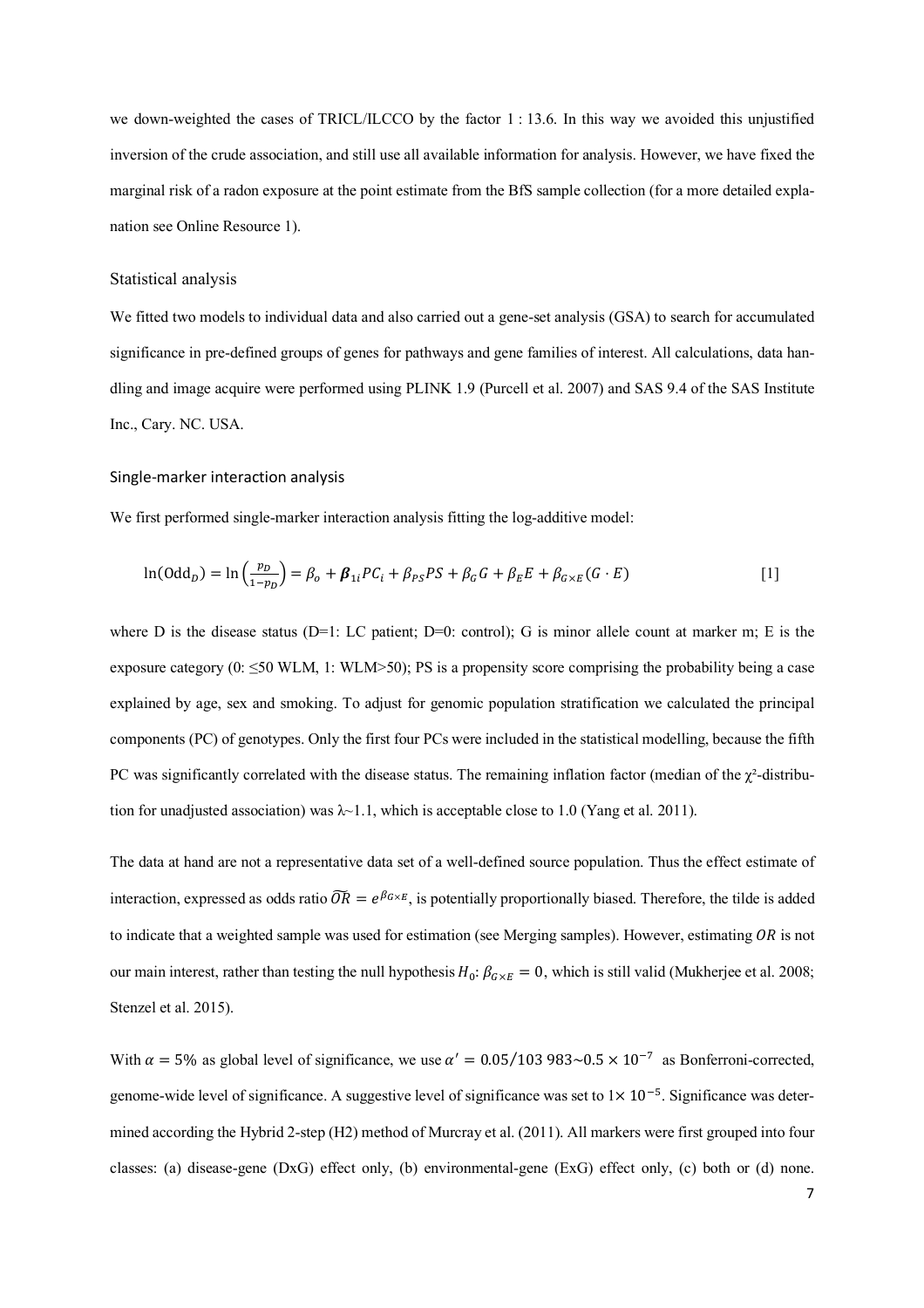we down-weighted the cases of TRICL/ILCCO by the factor 1 : 13.6. In this way we avoided this unjustified inversion of the crude association, and still use all available information for analysis. However, we have fixed the marginal risk of a radon exposure at the point estimate from the BfS sample collection (for a more detailed explanation see Online Resource 1).

## Statistical analysis

We fitted two models to individual data and also carried out a gene-set analysis (GSA) to search for accumulated significance in pre-defined groups of genes for pathways and gene families of interest. All calculations, data handling and image acquire were performed using PLINK 1.9 (Purcell et al. 2007) and SAS 9.4 of the SAS Institute Inc., Cary. NC. USA.

### Single-marker interaction analysis

We first performed single-marker interaction analysis fitting the log-additive model:

$$\ln(\mathrm{Odd}_D) = \ln\left(\frac{p_D}{1-p_D}\right) = \beta_o + \boldsymbol{\beta}_{1i} PC_i + \beta_{PS} PS + \beta_G G + \beta_E E + \beta_{G\times E}(G \cdot E) \qquad [1]$$

where D is the disease status (D=1: LC patient; D=0: control); G is minor allele count at marker m; E is the exposure category (0: ≤50 WLM, 1: WLM>50); PS is a propensity score comprising the probability being a case explained by age, sex and smoking. To adjust for genomic population stratification we calculated the principal components (PC) of genotypes. Only the first four PCs were included in the statistical modelling, because the fifth PC was significantly correlated with the disease status. The remaining inflation factor (median of the $\chi^2$-distribution for unadjusted association) was $\lambda$~1.1, which is acceptable close to 1.0 (Yang et al. 2011).

The data at hand are not a representative data set of a well-defined source population. Thus the effect estimate of interaction, expressed as odds ratio $\widetilde{OR} = e^{\beta_{G\times E}}$, is potentially proportionally biased. Therefore, the tilde is added to indicate that a weighted sample was used for estimation (see Merging samples). However, estimating $OR$ is not our main interest, rather than testing the null hypothesis $H_0$: $\beta_{G\times E} = 0$, which is still valid (Mukherjee et al. 2008; Stenzel et al. 2015).

With $\alpha = 5\%$ as global level of significance, we use $\alpha' = 0.05/103\,983 \sim 0.5 \times 10^{-7}$ as Bonferroni-corrected, genome-wide level of significance. A suggestive level of significance was set to $1\times 10^{-5}$. Significance was determined according the Hybrid 2-step (H2) method of Murcray et al. (2011). All markers were first grouped into four classes: (a) disease-gene (DxG) effect only, (b) environmental-gene (ExG) effect only, (c) both or (d) none.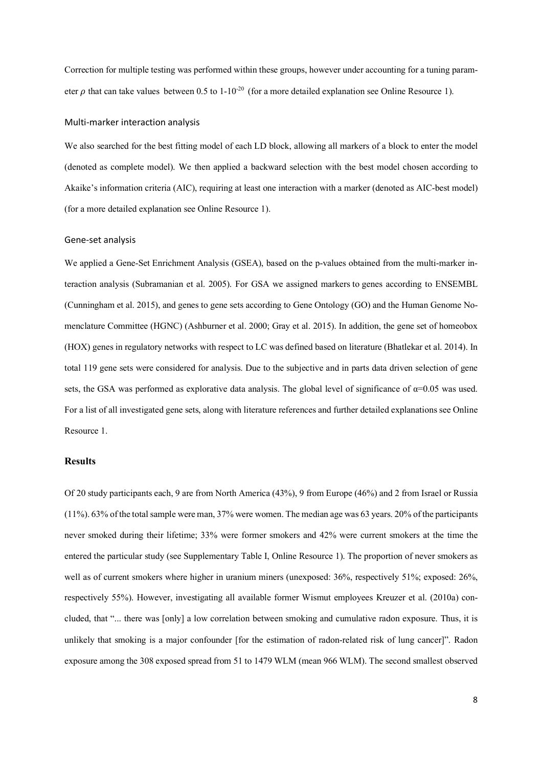Correction for multiple testing was performed within these groups, however under accounting for a tuning parameter $\rho$ that can take values between 0.5 to $1\text{-}10^{-20}$ (for a more detailed explanation see Online Resource 1).

### Multi-marker interaction analysis

We also searched for the best fitting model of each LD block, allowing all markers of a block to enter the model (denoted as complete model). We then applied a backward selection with the best model chosen according to Akaike's information criteria (AIC), requiring at least one interaction with a marker (denoted as AIC-best model) (for a more detailed explanation see Online Resource 1).

### Gene-set analysis

We applied a Gene-Set Enrichment Analysis (GSEA), based on the p-values obtained from the multi-marker interaction analysis (Subramanian et al. 2005). For GSA we assigned markers to genes according to ENSEMBL (Cunningham et al. 2015), and genes to gene sets according to Gene Ontology (GO) and the Human Genome Nomenclature Committee (HGNC) (Ashburner et al. 2000; Gray et al. 2015). In addition, the gene set of homeobox (HOX) genes in regulatory networks with respect to LC was defined based on literature (Bhatlekar et al. 2014). In total 119 gene sets were considered for analysis. Due to the subjective and in parts data driven selection of gene sets, the GSA was performed as explorative data analysis. The global level of significance of $\alpha$=0.05 was used. For a list of all investigated gene sets, along with literature references and further detailed explanations see Online Resource 1.

## Results

Of 20 study participants each, 9 are from North America (43%), 9 from Europe (46%) and 2 from Israel or Russia (11%). 63% of the total sample were man, 37% were women. The median age was 63 years. 20% of the participants never smoked during their lifetime; 33% were former smokers and 42% were current smokers at the time the entered the particular study (see Supplementary Table I, Online Resource 1). The proportion of never smokers as well as of current smokers where higher in uranium miners (unexposed: 36%, respectively 51%; exposed: 26%, respectively 55%). However, investigating all available former Wismut employees Kreuzer et al. (2010a) concluded, that "... there was [only] a low correlation between smoking and cumulative radon exposure. Thus, it is unlikely that smoking is a major confounder [for the estimation of radon-related risk of lung cancer]". Radon exposure among the 308 exposed spread from 51 to 1479 WLM (mean 966 WLM). The second smallest observed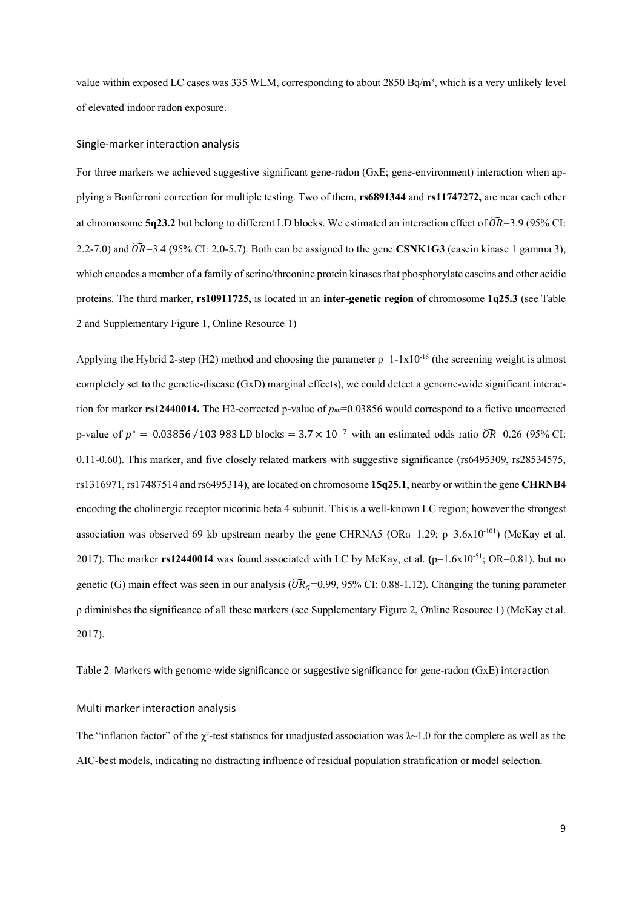value within exposed LC cases was 335 WLM, corresponding to about 2850 Bq/m³, which is a very unlikely level of elevated indoor radon exposure.

### Single-marker interaction analysis

For three markers we achieved suggestive significant gene-radon (GxE; gene-environment) interaction when applying a Bonferroni correction for multiple testing. Two of them, **rs6891344** and **rs11747272,** are near each other at chromosome **5q23.2** but belong to different LD blocks. We estimated an interaction effect of $\widetilde{OR}$=3.9 (95% CI: 2.2-7.0) and $\widetilde{OR}$=3.4 (95% CI: 2.0-5.7). Both can be assigned to the gene **CSNK1G3** (casein kinase 1 gamma 3), which encodes a member of a family of serine/threonine protein kinases that phosphorylate caseins and other acidic proteins. The third marker, **rs10911725,** is located in an **inter-genetic region** of chromosome **1q25.3** (see Table 2 and Supplementary Figure 1, Online Resource 1)

Applying the Hybrid 2-step (H2) method and choosing the parameter $\rho=1-1\text{x}10^{-16}$ (the screening weight is almost completely set to the genetic-disease (GxD) marginal effects), we could detect a genome-wide significant interaction for marker **rs12440014.** The H2-corrected p-value of $p_{mt}$=0.03856 would correspond to a fictive uncorrected p-value of $p^* = 0.03856\,/103\,983\text{ LD blocks} = 3.7 \times 10^{-7}$ with an estimated odds ratio $\widetilde{OR}$=0.26 (95% CI: 0.11-0.60). This marker, and five closely related markers with suggestive significance (rs6495309, rs28534575, rs1316971, rs17487514 and rs6495314), are located on chromosome **15q25.1**, nearby or within the gene **CHRNB4** encoding the cholinergic receptor nicotinic beta 4 subunit. This is a well-known LC region; however the strongest association was observed 69 kb upstream nearby the gene CHRNA5 ($OR_G$=1.29; p=3.6x$10^{-101}$) (McKay et al. 2017). The marker **rs12440014** was found associated with LC by McKay, et al. (p=1.6x$10^{-51}$; OR=0.81), but no genetic (G) main effect was seen in our analysis ($\widetilde{OR}_G$=0.99, 95% CI: 0.88-1.12). Changing the tuning parameter ρ diminishes the significance of all these markers (see Supplementary Figure 2, Online Resource 1) (McKay et al. 2017).

Table 2 Markers with genome-wide significance or suggestive significance for gene-radon (GxE) interaction

### Multi marker interaction analysis

The "inflation factor" of the $\chi^2$-test statistics for unadjusted association was λ~1.0 for the complete as well as the AIC-best models, indicating no distracting influence of residual population stratification or model selection.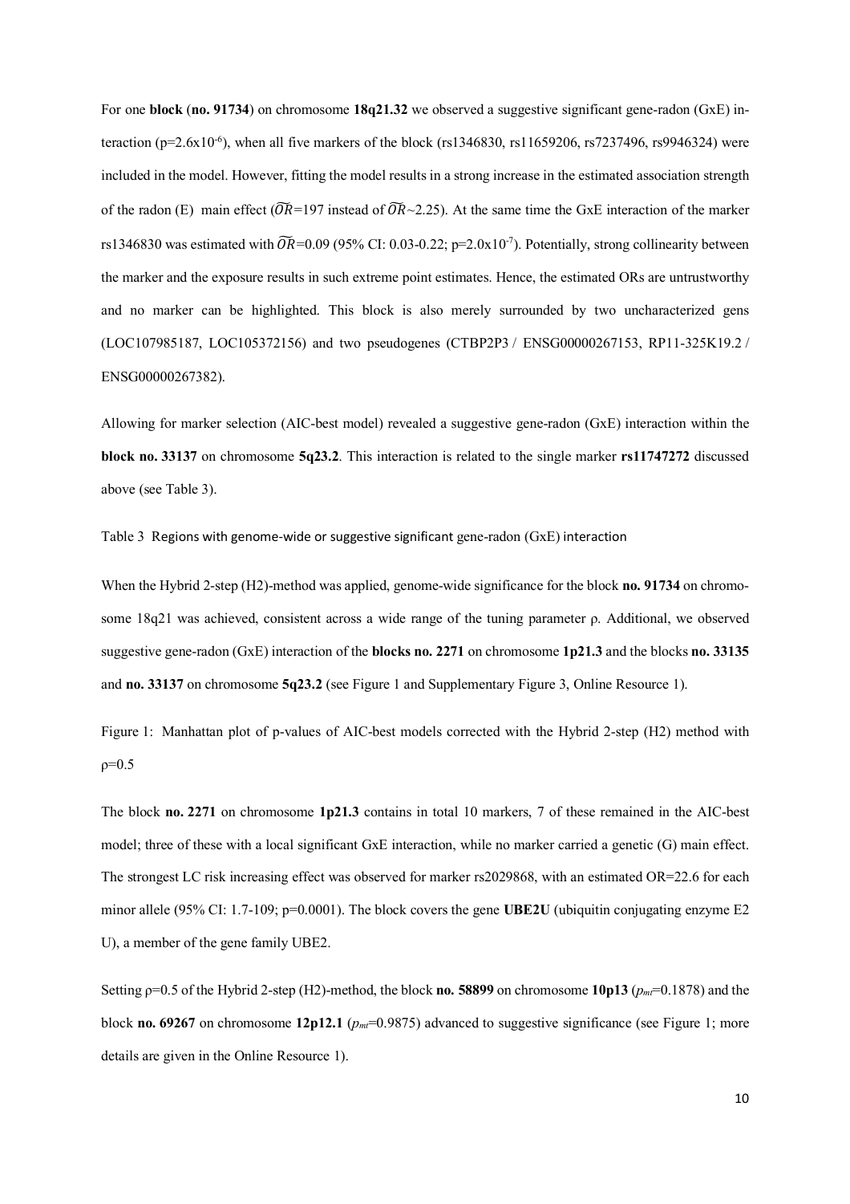For one **block** (**no. 91734**) on chromosome **18q21.32** we observed a suggestive significant gene-radon (GxE) interaction ($p=2.6x10^{-6}$), when all five markers of the block (rs1346830, rs11659206, rs7237496, rs9946324) were included in the model. However, fitting the model results in a strong increase in the estimated association strength of the radon (E) main effect ($\widetilde{OR}$=197 instead of $\widetilde{OR}$~2.25). At the same time the GxE interaction of the marker rs1346830 was estimated with $\widetilde{OR}$=0.09 (95% CI: 0.03-0.22; $p=2.0x10^{-7}$). Potentially, strong collinearity between the marker and the exposure results in such extreme point estimates. Hence, the estimated ORs are untrustworthy and no marker can be highlighted. This block is also merely surrounded by two uncharacterized gens (LOC107985187, LOC105372156) and two pseudogenes (CTBP2P3 / ENSG00000267153, RP11-325K19.2 / ENSG00000267382).

Allowing for marker selection (AIC-best model) revealed a suggestive gene-radon (GxE) interaction within the **block no. 33137** on chromosome **5q23.2**. This interaction is related to the single marker **rs11747272** discussed above (see Table 3).

Table 3 Regions with genome-wide or suggestive significant gene-radon (GxE) interaction

When the Hybrid 2-step (H2)-method was applied, genome-wide significance for the block **no. 91734** on chromosome 18q21 was achieved, consistent across a wide range of the tuning parameter ρ. Additional, we observed suggestive gene-radon (GxE) interaction of the **blocks no. 2271** on chromosome **1p21.3** and the blocks **no. 33135** and **no. 33137** on chromosome **5q23.2** (see Figure 1 and Supplementary Figure 3, Online Resource 1).

Figure 1: Manhattan plot of p-values of AIC-best models corrected with the Hybrid 2-step (H2) method with ρ=0.5

The block **no. 2271** on chromosome **1p21.3** contains in total 10 markers, 7 of these remained in the AIC-best model; three of these with a local significant GxE interaction, while no marker carried a genetic (G) main effect. The strongest LC risk increasing effect was observed for marker rs2029868, with an estimated OR=22.6 for each minor allele (95% CI: 1.7-109; p=0.0001). The block covers the gene **UBE2U** (ubiquitin conjugating enzyme E2 U), a member of the gene family UBE2.

Setting ρ=0.5 of the Hybrid 2-step (H2)-method, the block **no. 58899** on chromosome **10p13** ($p_{mi}$=0.1878) and the block **no. 69267** on chromosome **12p12.1** ($p_{mi}$=0.9875) advanced to suggestive significance (see Figure 1; more details are given in the Online Resource 1).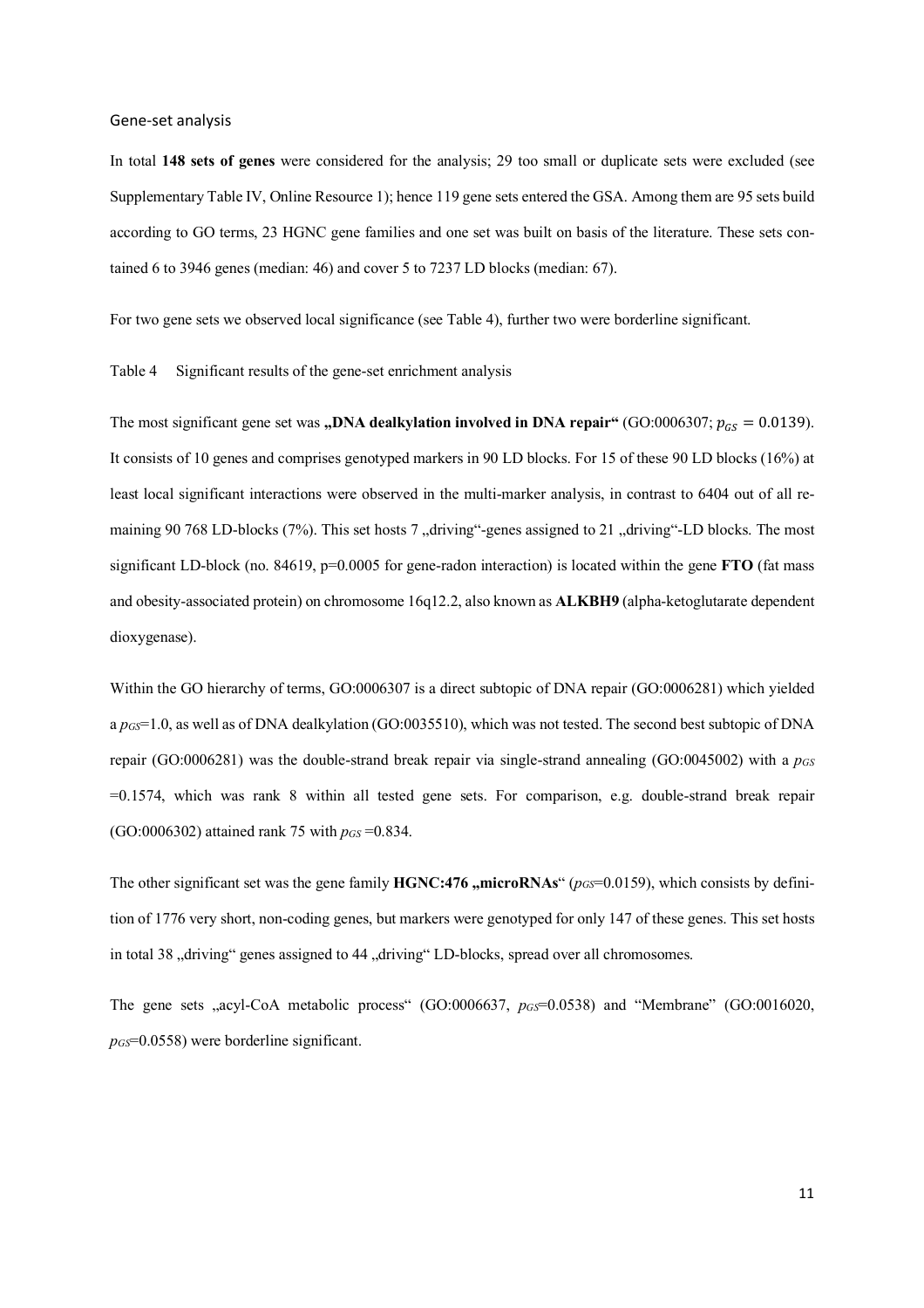### Gene-set analysis

In total **148 sets of genes** were considered for the analysis; 29 too small or duplicate sets were excluded (see Supplementary Table IV, Online Resource 1); hence 119 gene sets entered the GSA. Among them are 95 sets build according to GO terms, 23 HGNC gene families and one set was built on basis of the literature. These sets contained 6 to 3946 genes (median: 46) and cover 5 to 7237 LD blocks (median: 67).

For two gene sets we observed local significance (see Table 4), further two were borderline significant.

Table 4 Significant results of the gene-set enrichment analysis

The most significant gene set was **„DNA dealkylation involved in DNA repair"** (GO:0006307; $p_{GS} = 0.0139$). It consists of 10 genes and comprises genotyped markers in 90 LD blocks. For 15 of these 90 LD blocks (16%) at least local significant interactions were observed in the multi-marker analysis, in contrast to 6404 out of all remaining 90 768 LD-blocks (7%). This set hosts 7 „driving"-genes assigned to 21 „driving"-LD blocks. The most significant LD-block (no. 84619, p=0.0005 for gene-radon interaction) is located within the gene **FTO** (fat mass and obesity-associated protein) on chromosome 16q12.2, also known as **ALKBH9** (alpha-ketoglutarate dependent dioxygenase).

Within the GO hierarchy of terms, GO:0006307 is a direct subtopic of DNA repair (GO:0006281) which yielded a $p_{GS}$=1.0, as well as of DNA dealkylation (GO:0035510), which was not tested. The second best subtopic of DNA repair (GO:0006281) was the double-strand break repair via single-strand annealing (GO:0045002) with a $p_{GS}$ =0.1574, which was rank 8 within all tested gene sets. For comparison, e.g. double-strand break repair (GO:0006302) attained rank 75 with $p_{GS}$ =0.834.

The other significant set was the gene family **HGNC:476 „microRNAs"** ($p_{GS}$=0.0159), which consists by definition of 1776 very short, non-coding genes, but markers were genotyped for only 147 of these genes. This set hosts in total 38 „driving" genes assigned to 44 „driving" LD-blocks, spread over all chromosomes.

The gene sets „acyl-CoA metabolic process" (GO:0006637, $p_{GS}$=0.0538) and "Membrane" (GO:0016020, $p_{GS}$=0.0558) were borderline significant.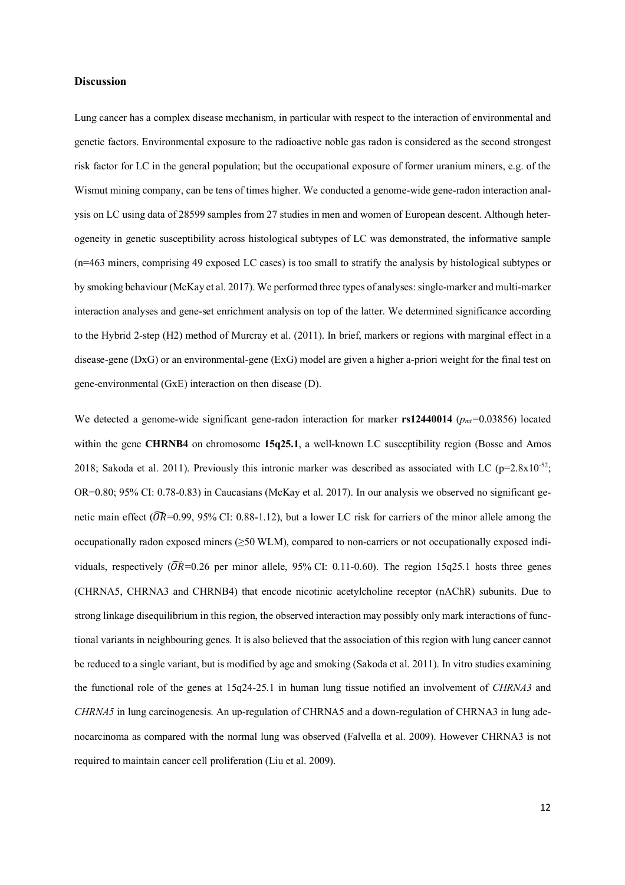### Discussion

Lung cancer has a complex disease mechanism, in particular with respect to the interaction of environmental and genetic factors. Environmental exposure to the radioactive noble gas radon is considered as the second strongest risk factor for LC in the general population; but the occupational exposure of former uranium miners, e.g. of the Wismut mining company, can be tens of times higher. We conducted a genome-wide gene-radon interaction analysis on LC using data of 28599 samples from 27 studies in men and women of European descent. Although heterogeneity in genetic susceptibility across histological subtypes of LC was demonstrated, the informative sample (n=463 miners, comprising 49 exposed LC cases) is too small to stratify the analysis by histological subtypes or by smoking behaviour (McKay et al. 2017). We performed three types of analyses: single-marker and multi-marker interaction analyses and gene-set enrichment analysis on top of the latter. We determined significance according to the Hybrid 2-step (H2) method of Murcray et al. (2011). In brief, markers or regions with marginal effect in a disease-gene (DxG) or an environmental-gene (ExG) model are given a higher a-priori weight for the final test on gene-environmental (GxE) interaction on then disease (D).

We detected a genome-wide significant gene-radon interaction for marker **rs12440014** ($p_{mt}$=0.03856) located within the gene **CHRNB4** on chromosome **15q25.1**, a well-known LC susceptibility region (Bosse and Amos 2018; Sakoda et al. 2011). Previously this intronic marker was described as associated with LC (p=2.8x10$^{-52}$; OR=0.80; 95% CI: 0.78-0.83) in Caucasians (McKay et al. 2017). In our analysis we observed no significant genetic main effect ($\widetilde{OR}$=0.99, 95% CI: 0.88-1.12), but a lower LC risk for carriers of the minor allele among the occupationally radon exposed miners (≥50 WLM), compared to non-carriers or not occupationally exposed individuals, respectively ($\widetilde{OR}$=0.26 per minor allele, 95% CI: 0.11-0.60). The region 15q25.1 hosts three genes (CHRNA5, CHRNA3 and CHRNB4) that encode nicotinic acetylcholine receptor (nAChR) subunits. Due to strong linkage disequilibrium in this region, the observed interaction may possibly only mark interactions of functional variants in neighbouring genes. It is also believed that the association of this region with lung cancer cannot be reduced to a single variant, but is modified by age and smoking (Sakoda et al. 2011). In vitro studies examining the functional role of the genes at 15q24-25.1 in human lung tissue notified an involvement of *CHRNA3* and *CHRNA5* in lung carcinogenesis. An up-regulation of CHRNA5 and a down-regulation of CHRNA3 in lung adenocarcinoma as compared with the normal lung was observed (Falvella et al. 2009). However CHRNA3 is not required to maintain cancer cell proliferation (Liu et al. 2009).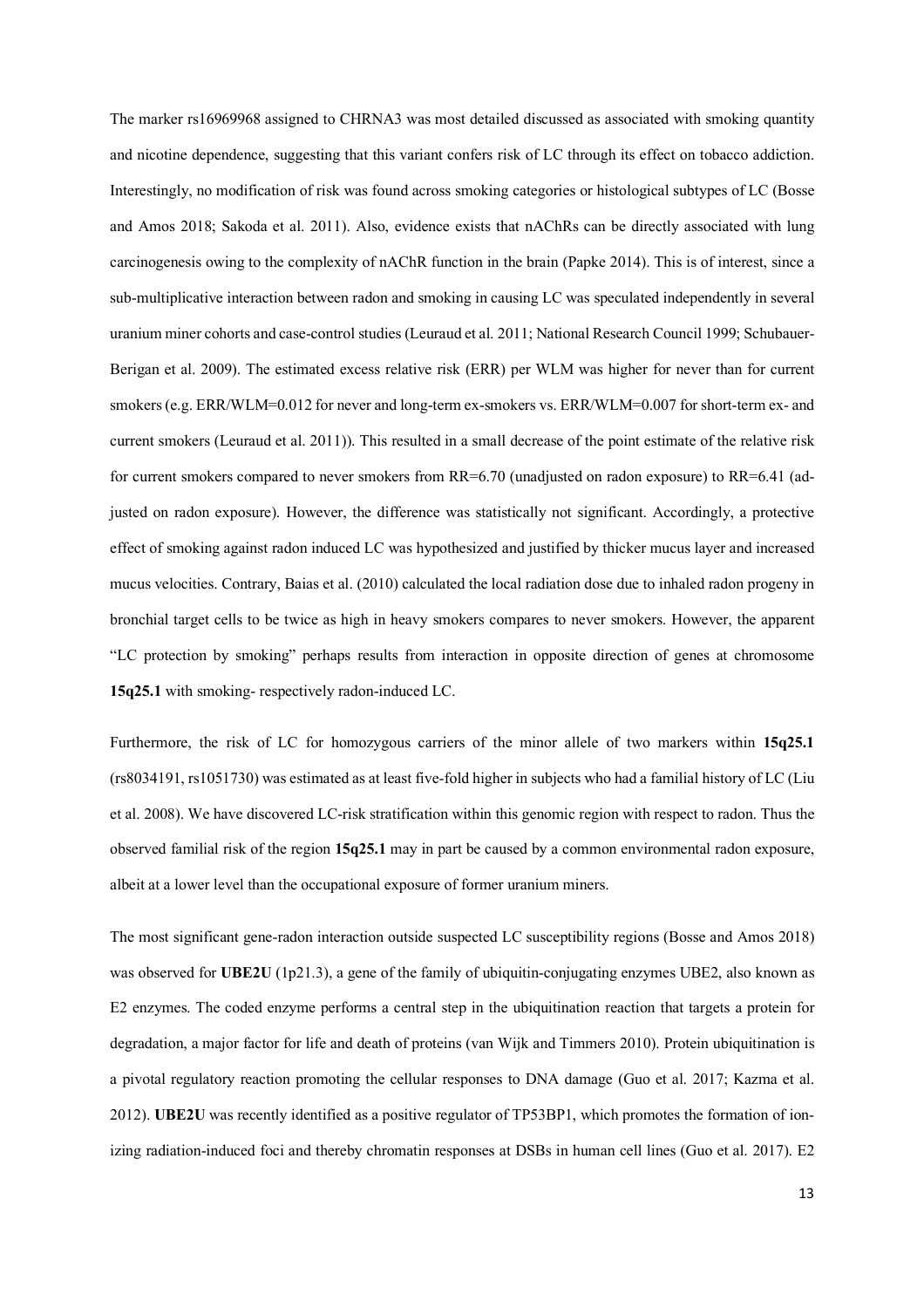The marker rs16969968 assigned to CHRNA3 was most detailed discussed as associated with smoking quantity and nicotine dependence, suggesting that this variant confers risk of LC through its effect on tobacco addiction. Interestingly, no modification of risk was found across smoking categories or histological subtypes of LC (Bosse and Amos 2018; Sakoda et al. 2011). Also, evidence exists that nAChRs can be directly associated with lung carcinogenesis owing to the complexity of nAChR function in the brain (Papke 2014). This is of interest, since a sub-multiplicative interaction between radon and smoking in causing LC was speculated independently in several uranium miner cohorts and case-control studies (Leuraud et al. 2011; National Research Council 1999; Schubauer-Berigan et al. 2009). The estimated excess relative risk (ERR) per WLM was higher for never than for current smokers (e.g. ERR/WLM=0.012 for never and long-term ex-smokers vs. ERR/WLM=0.007 for short-term ex- and current smokers (Leuraud et al. 2011)). This resulted in a small decrease of the point estimate of the relative risk for current smokers compared to never smokers from RR=6.70 (unadjusted on radon exposure) to RR=6.41 (adjusted on radon exposure). However, the difference was statistically not significant. Accordingly, a protective effect of smoking against radon induced LC was hypothesized and justified by thicker mucus layer and increased mucus velocities. Contrary, Baias et al. (2010) calculated the local radiation dose due to inhaled radon progeny in bronchial target cells to be twice as high in heavy smokers compares to never smokers. However, the apparent "LC protection by smoking" perhaps results from interaction in opposite direction of genes at chromosome **15q25.1** with smoking- respectively radon-induced LC.

Furthermore, the risk of LC for homozygous carriers of the minor allele of two markers within **15q25.1** (rs8034191, rs1051730) was estimated as at least five-fold higher in subjects who had a familial history of LC (Liu et al. 2008). We have discovered LC-risk stratification within this genomic region with respect to radon. Thus the observed familial risk of the region **15q25.1** may in part be caused by a common environmental radon exposure, albeit at a lower level than the occupational exposure of former uranium miners.

The most significant gene-radon interaction outside suspected LC susceptibility regions (Bosse and Amos 2018) was observed for **UBE2U** (1p21.3), a gene of the family of ubiquitin-conjugating enzymes UBE2, also known as E2 enzymes. The coded enzyme performs a central step in the ubiquitination reaction that targets a protein for degradation, a major factor for life and death of proteins (van Wijk and Timmers 2010). Protein ubiquitination is a pivotal regulatory reaction promoting the cellular responses to DNA damage (Guo et al. 2017; Kazma et al. 2012). **UBE2U** was recently identified as a positive regulator of TP53BP1, which promotes the formation of ionizing radiation-induced foci and thereby chromatin responses at DSBs in human cell lines (Guo et al. 2017). E2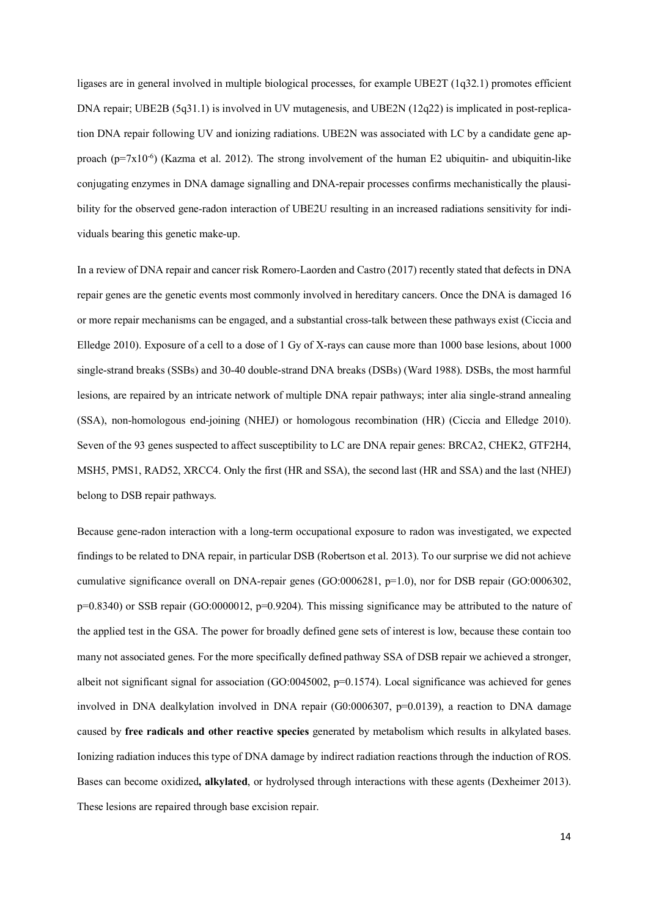ligases are in general involved in multiple biological processes, for example UBE2T (1q32.1) promotes efficient DNA repair; UBE2B (5q31.1) is involved in UV mutagenesis, and UBE2N (12q22) is implicated in post-replication DNA repair following UV and ionizing radiations. UBE2N was associated with LC by a candidate gene approach ($p=7x10^{-6}$) (Kazma et al. 2012). The strong involvement of the human E2 ubiquitin- and ubiquitin-like conjugating enzymes in DNA damage signalling and DNA-repair processes confirms mechanistically the plausibility for the observed gene-radon interaction of UBE2U resulting in an increased radiations sensitivity for individuals bearing this genetic make-up.

In a review of DNA repair and cancer risk Romero-Laorden and Castro (2017) recently stated that defects in DNA repair genes are the genetic events most commonly involved in hereditary cancers. Once the DNA is damaged 16 or more repair mechanisms can be engaged, and a substantial cross-talk between these pathways exist (Ciccia and Elledge 2010). Exposure of a cell to a dose of 1 Gy of X-rays can cause more than 1000 base lesions, about 1000 single-strand breaks (SSBs) and 30-40 double-strand DNA breaks (DSBs) (Ward 1988). DSBs, the most harmful lesions, are repaired by an intricate network of multiple DNA repair pathways; inter alia single-strand annealing (SSA), non-homologous end-joining (NHEJ) or homologous recombination (HR) (Ciccia and Elledge 2010). Seven of the 93 genes suspected to affect susceptibility to LC are DNA repair genes: BRCA2, CHEK2, GTF2H4, MSH5, PMS1, RAD52, XRCC4. Only the first (HR and SSA), the second last (HR and SSA) and the last (NHEJ) belong to DSB repair pathways.

Because gene-radon interaction with a long-term occupational exposure to radon was investigated, we expected findings to be related to DNA repair, in particular DSB (Robertson et al. 2013). To our surprise we did not achieve cumulative significance overall on DNA-repair genes (GO:0006281, $p=1.0$), nor for DSB repair (GO:0006302, $p=0.8340$) or SSB repair (GO:0000012, $p=0.9204$). This missing significance may be attributed to the nature of the applied test in the GSA. The power for broadly defined gene sets of interest is low, because these contain too many not associated genes. For the more specifically defined pathway SSA of DSB repair we achieved a stronger, albeit not significant signal for association (GO:0045002, $p=0.1574$). Local significance was achieved for genes involved in DNA dealkylation involved in DNA repair (G0:0006307, $p=0.0139$), a reaction to DNA damage caused by **free radicals and other reactive species** generated by metabolism which results in alkylated bases. Ionizing radiation induces this type of DNA damage by indirect radiation reactions through the induction of ROS. Bases can become oxidized**, alkylated**, or hydrolysed through interactions with these agents (Dexheimer 2013). These lesions are repaired through base excision repair.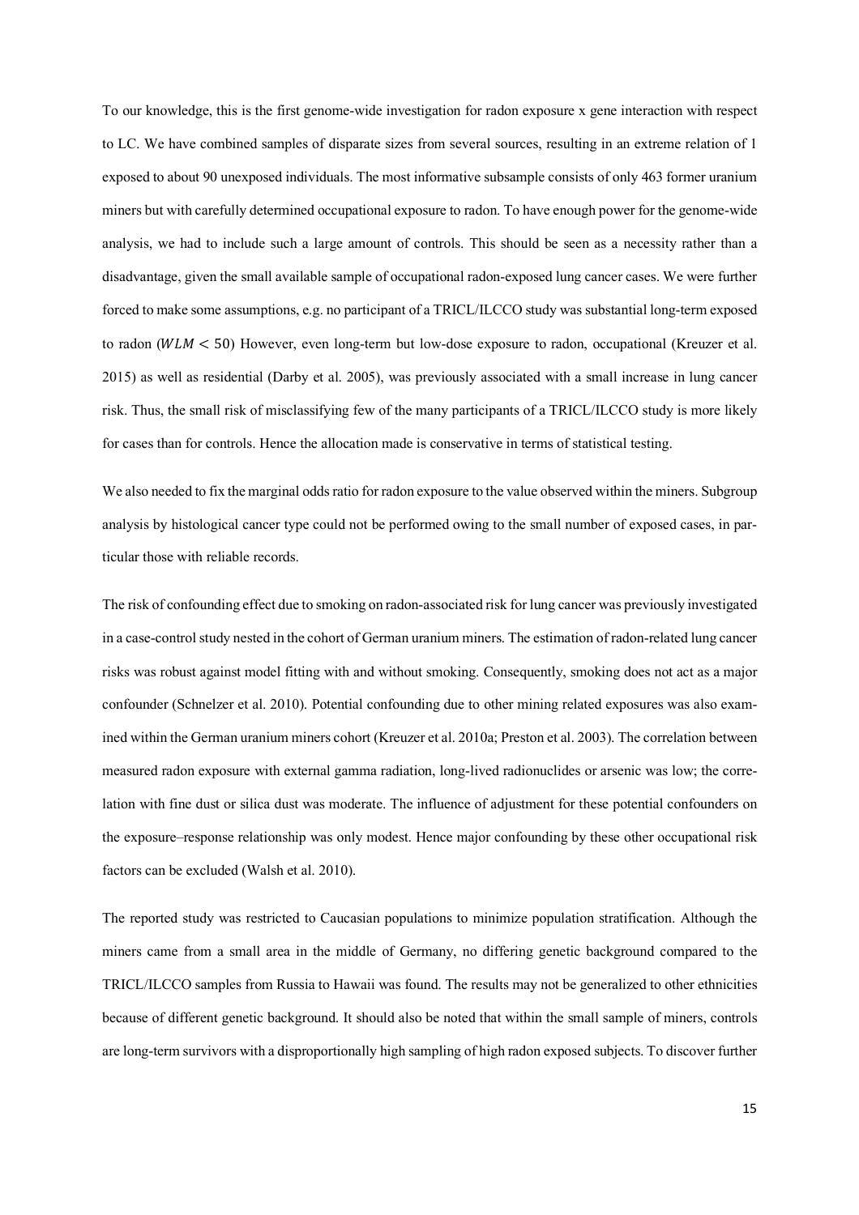To our knowledge, this is the first genome-wide investigation for radon exposure x gene interaction with respect to LC. We have combined samples of disparate sizes from several sources, resulting in an extreme relation of 1 exposed to about 90 unexposed individuals. The most informative subsample consists of only 463 former uranium miners but with carefully determined occupational exposure to radon. To have enough power for the genome-wide analysis, we had to include such a large amount of controls. This should be seen as a necessity rather than a disadvantage, given the small available sample of occupational radon-exposed lung cancer cases. We were further forced to make some assumptions, e.g. no participant of a TRICL/ILCCO study was substantial long-term exposed to radon ($WLM < 50$) However, even long-term but low-dose exposure to radon, occupational (Kreuzer et al. 2015) as well as residential (Darby et al. 2005), was previously associated with a small increase in lung cancer risk. Thus, the small risk of misclassifying few of the many participants of a TRICL/ILCCO study is more likely for cases than for controls. Hence the allocation made is conservative in terms of statistical testing.

We also needed to fix the marginal odds ratio for radon exposure to the value observed within the miners. Subgroup analysis by histological cancer type could not be performed owing to the small number of exposed cases, in particular those with reliable records.

The risk of confounding effect due to smoking on radon-associated risk for lung cancer was previously investigated in a case-control study nested in the cohort of German uranium miners. The estimation of radon-related lung cancer risks was robust against model fitting with and without smoking. Consequently, smoking does not act as a major confounder (Schnelzer et al. 2010). Potential confounding due to other mining related exposures was also examined within the German uranium miners cohort (Kreuzer et al. 2010a; Preston et al. 2003). The correlation between measured radon exposure with external gamma radiation, long-lived radionuclides or arsenic was low; the correlation with fine dust or silica dust was moderate. The influence of adjustment for these potential confounders on the exposure–response relationship was only modest. Hence major confounding by these other occupational risk factors can be excluded (Walsh et al. 2010).

The reported study was restricted to Caucasian populations to minimize population stratification. Although the miners came from a small area in the middle of Germany, no differing genetic background compared to the TRICL/ILCCO samples from Russia to Hawaii was found. The results may not be generalized to other ethnicities because of different genetic background. It should also be noted that within the small sample of miners, controls are long-term survivors with a disproportionally high sampling of high radon exposed subjects. To discover further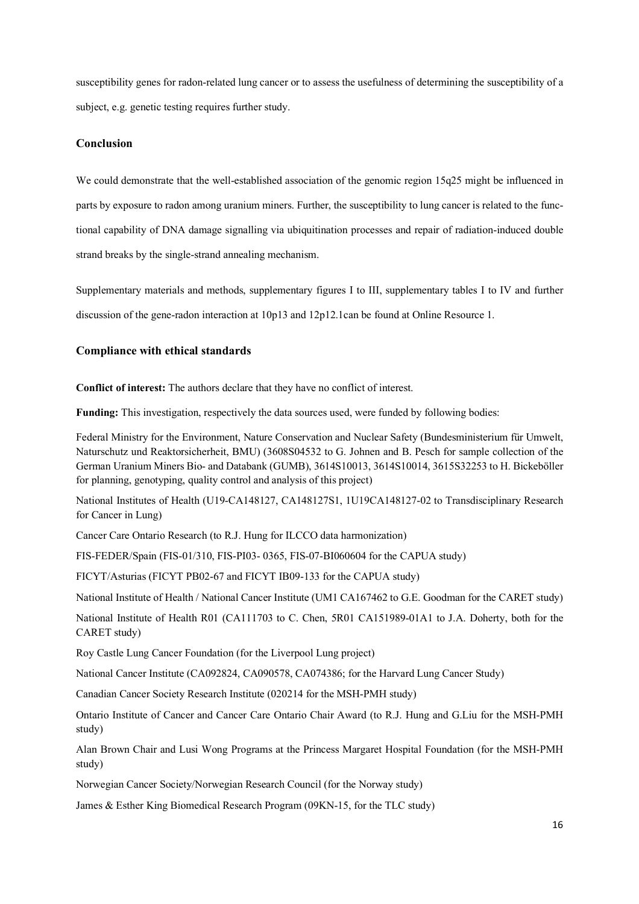susceptibility genes for radon-related lung cancer or to assess the usefulness of determining the susceptibility of a subject, e.g. genetic testing requires further study.

## Conclusion

We could demonstrate that the well-established association of the genomic region 15q25 might be influenced in parts by exposure to radon among uranium miners. Further, the susceptibility to lung cancer is related to the functional capability of DNA damage signalling via ubiquitination processes and repair of radiation-induced double strand breaks by the single-strand annealing mechanism.

Supplementary materials and methods, supplementary figures I to III, supplementary tables I to IV and further discussion of the gene-radon interaction at 10p13 and 12p12.1can be found at Online Resource 1.

## Compliance with ethical standards

**Conflict of interest:** The authors declare that they have no conflict of interest.

**Funding:** This investigation, respectively the data sources used, were funded by following bodies:

Federal Ministry for the Environment, Nature Conservation and Nuclear Safety (Bundesministerium für Umwelt, Naturschutz und Reaktorsicherheit, BMU) (3608S04532 to G. Johnen and B. Pesch for sample collection of the German Uranium Miners Bio- and Databank (GUMB), 3614S10013, 3614S10014, 3615S32253 to H. Bickeböller for planning, genotyping, quality control and analysis of this project)

National Institutes of Health (U19-CA148127, CA148127S1, 1U19CA148127-02 to Transdisciplinary Research for Cancer in Lung)

Cancer Care Ontario Research (to R.J. Hung for ILCCO data harmonization)

FIS-FEDER/Spain (FIS-01/310, FIS-PI03- 0365, FIS-07-BI060604 for the CAPUA study)

FICYT/Asturias (FICYT PB02-67 and FICYT IB09-133 for the CAPUA study)

National Institute of Health / National Cancer Institute (UM1 CA167462 to G.E. Goodman for the CARET study)

National Institute of Health R01 (CA111703 to C. Chen, 5R01 CA151989-01A1 to J.A. Doherty, both for the CARET study)

Roy Castle Lung Cancer Foundation (for the Liverpool Lung project)

National Cancer Institute (CA092824, CA090578, CA074386; for the Harvard Lung Cancer Study)

Canadian Cancer Society Research Institute (020214 for the MSH-PMH study)

Ontario Institute of Cancer and Cancer Care Ontario Chair Award (to R.J. Hung and G.Liu for the MSH-PMH study)

Alan Brown Chair and Lusi Wong Programs at the Princess Margaret Hospital Foundation (for the MSH-PMH study)

Norwegian Cancer Society/Norwegian Research Council (for the Norway study)

James & Esther King Biomedical Research Program (09KN-15, for the TLC study)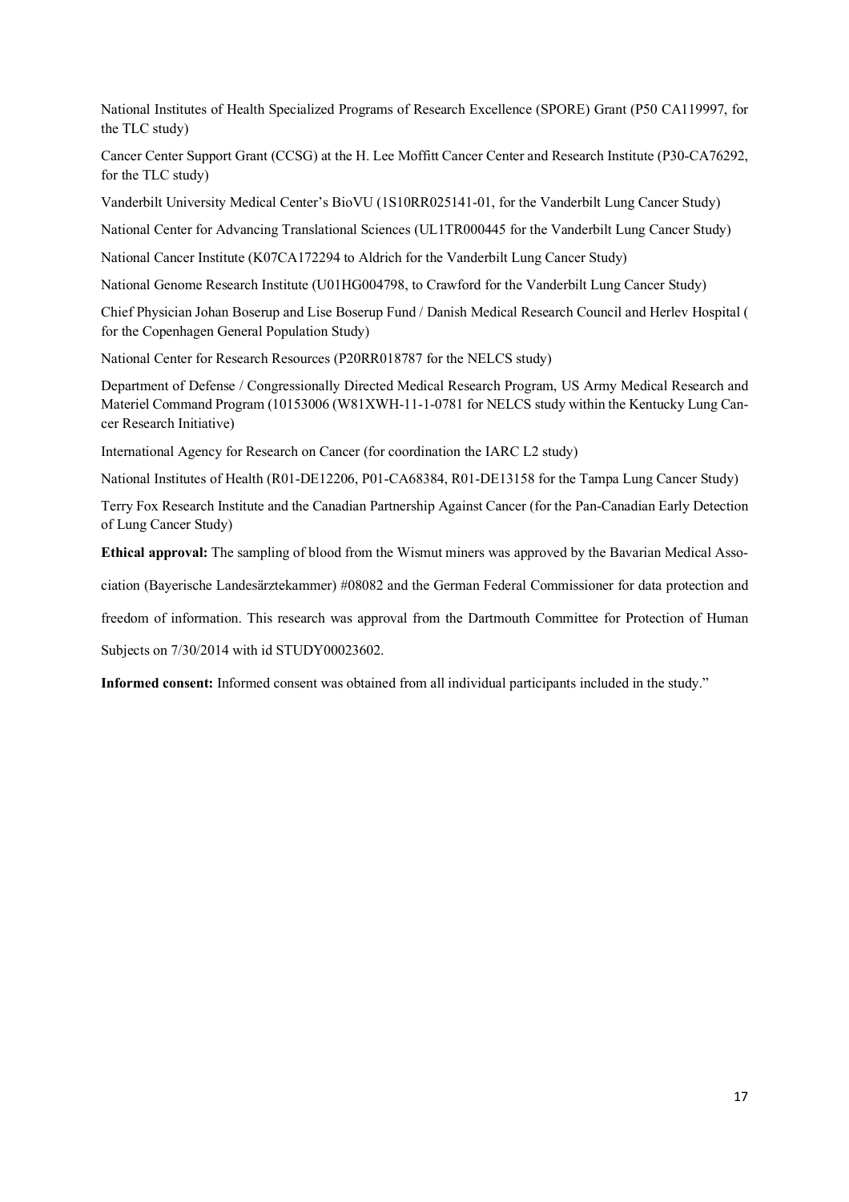National Institutes of Health Specialized Programs of Research Excellence (SPORE) Grant (P50 CA119997, for the TLC study)

Cancer Center Support Grant (CCSG) at the H. Lee Moffitt Cancer Center and Research Institute (P30-CA76292, for the TLC study)

Vanderbilt University Medical Center's BioVU (1S10RR025141-01, for the Vanderbilt Lung Cancer Study)

National Center for Advancing Translational Sciences (UL1TR000445 for the Vanderbilt Lung Cancer Study)

National Cancer Institute (K07CA172294 to Aldrich for the Vanderbilt Lung Cancer Study)

National Genome Research Institute (U01HG004798, to Crawford for the Vanderbilt Lung Cancer Study)

Chief Physician Johan Boserup and Lise Boserup Fund / Danish Medical Research Council and Herlev Hospital ( for the Copenhagen General Population Study)

National Center for Research Resources (P20RR018787 for the NELCS study)

Department of Defense / Congressionally Directed Medical Research Program, US Army Medical Research and Materiel Command Program (10153006 (W81XWH-11-1-0781 for NELCS study within the Kentucky Lung Cancer Research Initiative)

International Agency for Research on Cancer (for coordination the IARC L2 study)

National Institutes of Health (R01-DE12206, P01-CA68384, R01-DE13158 for the Tampa Lung Cancer Study)

Terry Fox Research Institute and the Canadian Partnership Against Cancer (for the Pan-Canadian Early Detection of Lung Cancer Study)

**Ethical approval:** The sampling of blood from the Wismut miners was approved by the Bavarian Medical Association (Bayerische Landesärztekammer) #08082 and the German Federal Commissioner for data protection and freedom of information. This research was approval from the Dartmouth Committee for Protection of Human Subjects on 7/30/2014 with id STUDY00023602.

**Informed consent:** Informed consent was obtained from all individual participants included in the study."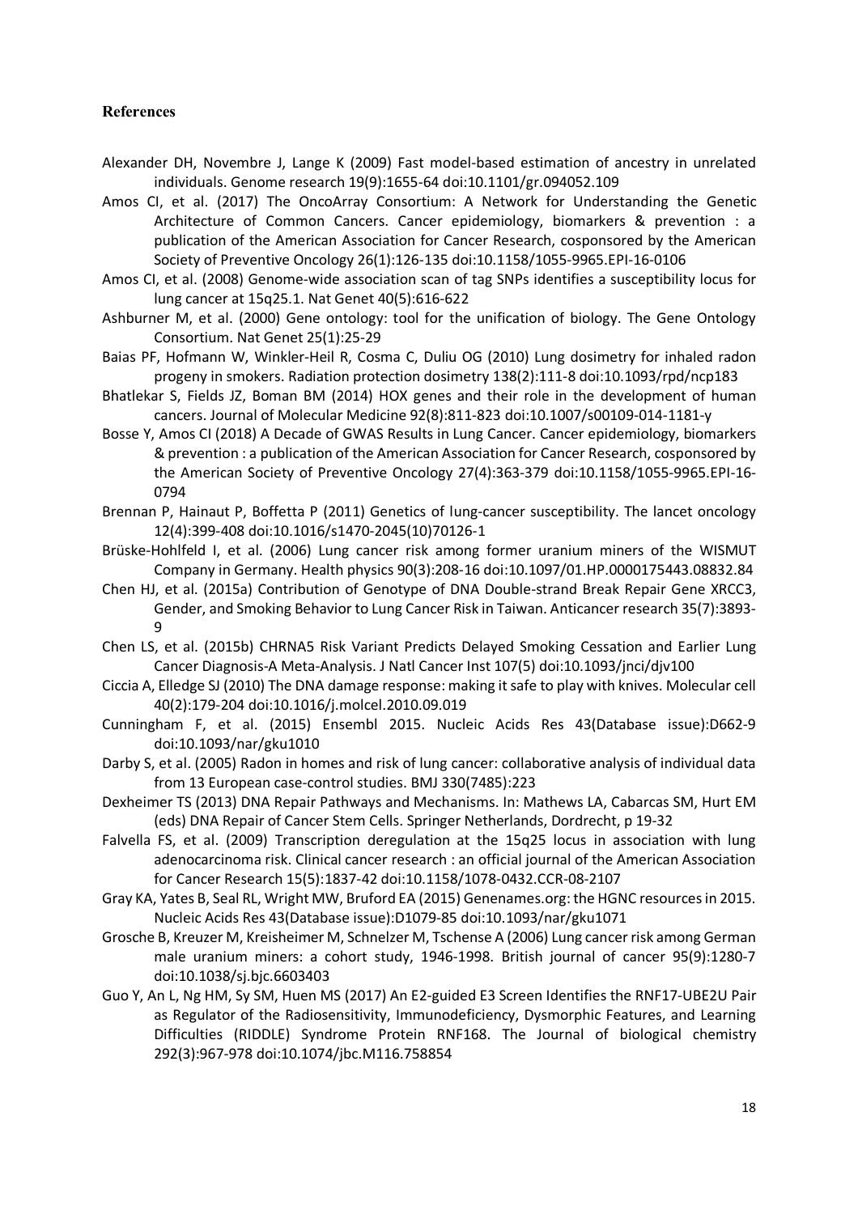## References

Alexander DH, Novembre J, Lange K (2009) Fast model-based estimation of ancestry in unrelated individuals. Genome research 19(9):1655-64 doi:10.1101/gr.094052.109

Amos CI, et al. (2017) The OncoArray Consortium: A Network for Understanding the Genetic Architecture of Common Cancers. Cancer epidemiology, biomarkers & prevention : a publication of the American Association for Cancer Research, cosponsored by the American Society of Preventive Oncology 26(1):126-135 doi:10.1158/1055-9965.EPI-16-0106

Amos CI, et al. (2008) Genome-wide association scan of tag SNPs identifies a susceptibility locus for lung cancer at 15q25.1. Nat Genet 40(5):616-622

Ashburner M, et al. (2000) Gene ontology: tool for the unification of biology. The Gene Ontology Consortium. Nat Genet 25(1):25-29

Baias PF, Hofmann W, Winkler-Heil R, Cosma C, Duliu OG (2010) Lung dosimetry for inhaled radon progeny in smokers. Radiation protection dosimetry 138(2):111-8 doi:10.1093/rpd/ncp183

Bhatlekar S, Fields JZ, Boman BM (2014) HOX genes and their role in the development of human cancers. Journal of Molecular Medicine 92(8):811-823 doi:10.1007/s00109-014-1181-y

Bosse Y, Amos CI (2018) A Decade of GWAS Results in Lung Cancer. Cancer epidemiology, biomarkers & prevention : a publication of the American Association for Cancer Research, cosponsored by the American Society of Preventive Oncology 27(4):363-379 doi:10.1158/1055-9965.EPI-16-0794

Brennan P, Hainaut P, Boffetta P (2011) Genetics of lung-cancer susceptibility. The lancet oncology 12(4):399-408 doi:10.1016/s1470-2045(10)70126-1

Brüske-Hohlfeld I, et al. (2006) Lung cancer risk among former uranium miners of the WISMUT Company in Germany. Health physics 90(3):208-16 doi:10.1097/01.HP.0000175443.08832.84

Chen HJ, et al. (2015a) Contribution of Genotype of DNA Double-strand Break Repair Gene XRCC3, Gender, and Smoking Behavior to Lung Cancer Risk in Taiwan. Anticancer research 35(7):3893-9

Chen LS, et al. (2015b) CHRNA5 Risk Variant Predicts Delayed Smoking Cessation and Earlier Lung Cancer Diagnosis-A Meta-Analysis. J Natl Cancer Inst 107(5) doi:10.1093/jnci/djv100

Ciccia A, Elledge SJ (2010) The DNA damage response: making it safe to play with knives. Molecular cell 40(2):179-204 doi:10.1016/j.molcel.2010.09.019

Cunningham F, et al. (2015) Ensembl 2015. Nucleic Acids Res 43(Database issue):D662-9 doi:10.1093/nar/gku1010

Darby S, et al. (2005) Radon in homes and risk of lung cancer: collaborative analysis of individual data from 13 European case-control studies. BMJ 330(7485):223

Dexheimer TS (2013) DNA Repair Pathways and Mechanisms. In: Mathews LA, Cabarcas SM, Hurt EM (eds) DNA Repair of Cancer Stem Cells. Springer Netherlands, Dordrecht, p 19-32

Falvella FS, et al. (2009) Transcription deregulation at the 15q25 locus in association with lung adenocarcinoma risk. Clinical cancer research : an official journal of the American Association for Cancer Research 15(5):1837-42 doi:10.1158/1078-0432.CCR-08-2107

Gray KA, Yates B, Seal RL, Wright MW, Bruford EA (2015) Genenames.org: the HGNC resources in 2015. Nucleic Acids Res 43(Database issue):D1079-85 doi:10.1093/nar/gku1071

Grosche B, Kreuzer M, Kreisheimer M, Schnelzer M, Tschense A (2006) Lung cancer risk among German male uranium miners: a cohort study, 1946-1998. British journal of cancer 95(9):1280-7 doi:10.1038/sj.bjc.6603403

Guo Y, An L, Ng HM, Sy SM, Huen MS (2017) An E2-guided E3 Screen Identifies the RNF17-UBE2U Pair as Regulator of the Radiosensitivity, Immunodeficiency, Dysmorphic Features, and Learning Difficulties (RIDDLE) Syndrome Protein RNF168. The Journal of biological chemistry 292(3):967-978 doi:10.1074/jbc.M116.758854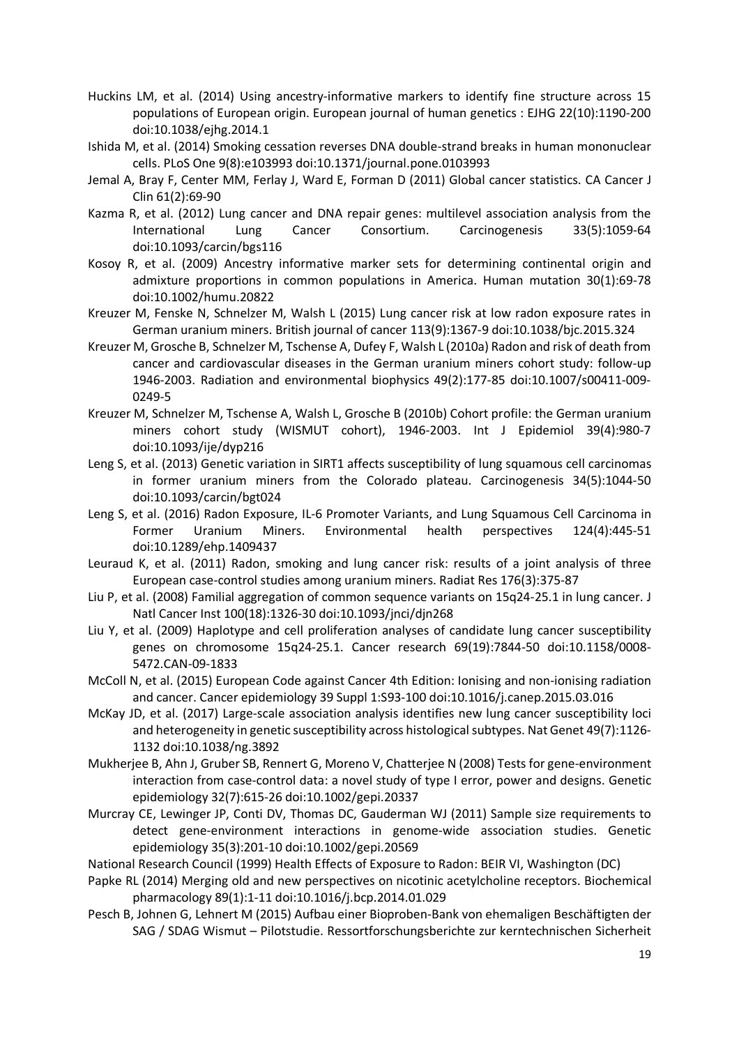Huckins LM, et al. (2014) Using ancestry-informative markers to identify fine structure across 15 populations of European origin. European journal of human genetics : EJHG 22(10):1190-200 doi:10.1038/ejhg.2014.1

Ishida M, et al. (2014) Smoking cessation reverses DNA double-strand breaks in human mononuclear cells. PLoS One 9(8):e103993 doi:10.1371/journal.pone.0103993

Jemal A, Bray F, Center MM, Ferlay J, Ward E, Forman D (2011) Global cancer statistics. CA Cancer J Clin 61(2):69-90

Kazma R, et al. (2012) Lung cancer and DNA repair genes: multilevel association analysis from the International Lung Cancer Consortium. Carcinogenesis 33(5):1059-64 doi:10.1093/carcin/bgs116

Kosoy R, et al. (2009) Ancestry informative marker sets for determining continental origin and admixture proportions in common populations in America. Human mutation 30(1):69-78 doi:10.1002/humu.20822

Kreuzer M, Fenske N, Schnelzer M, Walsh L (2015) Lung cancer risk at low radon exposure rates in German uranium miners. British journal of cancer 113(9):1367-9 doi:10.1038/bjc.2015.324

Kreuzer M, Grosche B, Schnelzer M, Tschense A, Dufey F, Walsh L (2010a) Radon and risk of death from cancer and cardiovascular diseases in the German uranium miners cohort study: follow-up 1946-2003. Radiation and environmental biophysics 49(2):177-85 doi:10.1007/s00411-009-0249-5

Kreuzer M, Schnelzer M, Tschense A, Walsh L, Grosche B (2010b) Cohort profile: the German uranium miners cohort study (WISMUT cohort), 1946-2003. Int J Epidemiol 39(4):980-7 doi:10.1093/ije/dyp216

Leng S, et al. (2013) Genetic variation in SIRT1 affects susceptibility of lung squamous cell carcinomas in former uranium miners from the Colorado plateau. Carcinogenesis 34(5):1044-50 doi:10.1093/carcin/bgt024

Leng S, et al. (2016) Radon Exposure, IL-6 Promoter Variants, and Lung Squamous Cell Carcinoma in Former Uranium Miners. Environmental health perspectives 124(4):445-51 doi:10.1289/ehp.1409437

Leuraud K, et al. (2011) Radon, smoking and lung cancer risk: results of a joint analysis of three European case-control studies among uranium miners. Radiat Res 176(3):375-87

Liu P, et al. (2008) Familial aggregation of common sequence variants on 15q24-25.1 in lung cancer. J Natl Cancer Inst 100(18):1326-30 doi:10.1093/jnci/djn268

Liu Y, et al. (2009) Haplotype and cell proliferation analyses of candidate lung cancer susceptibility genes on chromosome 15q24-25.1. Cancer research 69(19):7844-50 doi:10.1158/0008-5472.CAN-09-1833

McColl N, et al. (2015) European Code against Cancer 4th Edition: Ionising and non-ionising radiation and cancer. Cancer epidemiology 39 Suppl 1:S93-100 doi:10.1016/j.canep.2015.03.016

McKay JD, et al. (2017) Large-scale association analysis identifies new lung cancer susceptibility loci and heterogeneity in genetic susceptibility across histological subtypes. Nat Genet 49(7):1126-1132 doi:10.1038/ng.3892

Mukherjee B, Ahn J, Gruber SB, Rennert G, Moreno V, Chatterjee N (2008) Tests for gene-environment interaction from case-control data: a novel study of type I error, power and designs. Genetic epidemiology 32(7):615-26 doi:10.1002/gepi.20337

Murcray CE, Lewinger JP, Conti DV, Thomas DC, Gauderman WJ (2011) Sample size requirements to detect gene-environment interactions in genome-wide association studies. Genetic epidemiology 35(3):201-10 doi:10.1002/gepi.20569

National Research Council (1999) Health Effects of Exposure to Radon: BEIR VI, Washington (DC)

Papke RL (2014) Merging old and new perspectives on nicotinic acetylcholine receptors. Biochemical pharmacology 89(1):1-11 doi:10.1016/j.bcp.2014.01.029

Pesch B, Johnen G, Lehnert M (2015) Aufbau einer Bioproben-Bank von ehemaligen Beschäftigten der SAG / SDAG Wismut – Pilotstudie. Ressortforschungsberichte zur kerntechnischen Sicherheit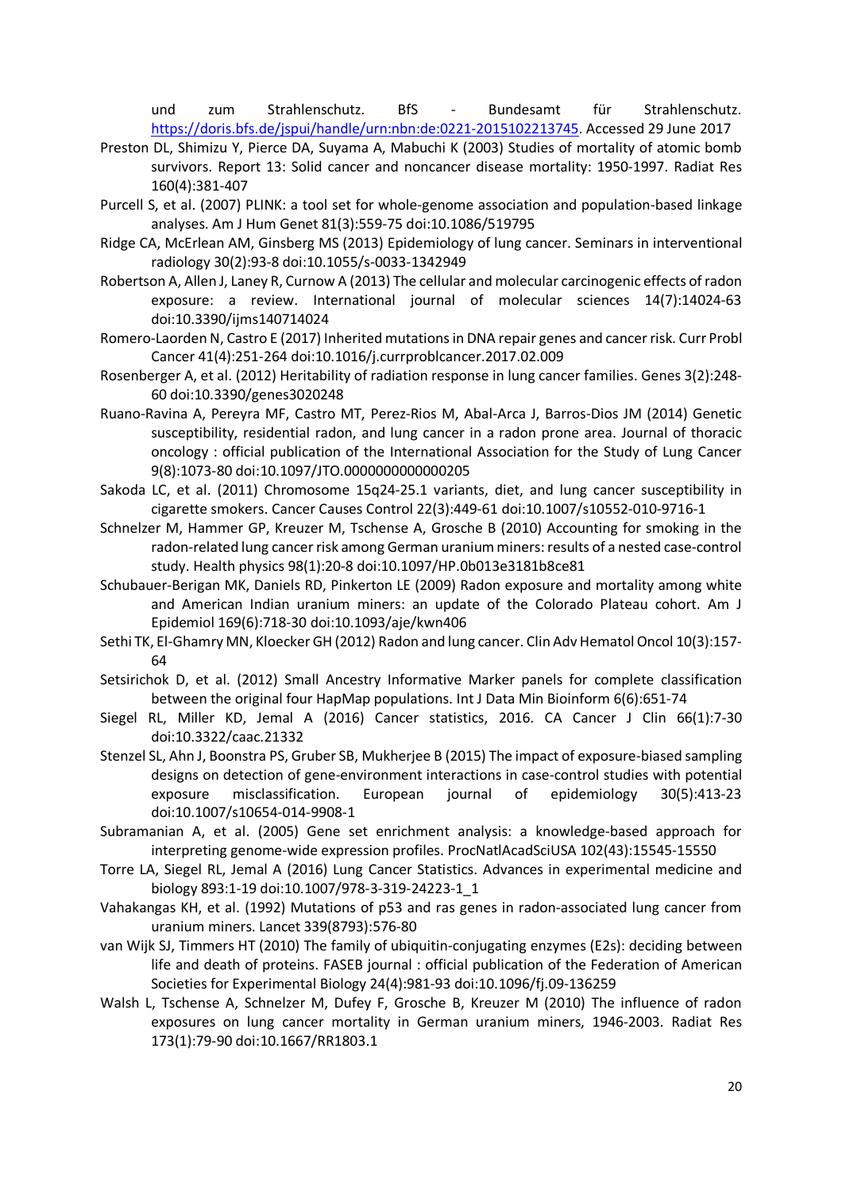und zum Strahlenschutz. BfS - Bundesamt für Strahlenschutz. https://doris.bfs.de/jspui/handle/urn:nbn:de:0221-2015102213745. Accessed 29 June 2017

Preston DL, Shimizu Y, Pierce DA, Suyama A, Mabuchi K (2003) Studies of mortality of atomic bomb survivors. Report 13: Solid cancer and noncancer disease mortality: 1950-1997. Radiat Res 160(4):381-407

Purcell S, et al. (2007) PLINK: a tool set for whole-genome association and population-based linkage analyses. Am J Hum Genet 81(3):559-75 doi:10.1086/519795

Ridge CA, McErlean AM, Ginsberg MS (2013) Epidemiology of lung cancer. Seminars in interventional radiology 30(2):93-8 doi:10.1055/s-0033-1342949

Robertson A, Allen J, Laney R, Curnow A (2013) The cellular and molecular carcinogenic effects of radon exposure: a review. International journal of molecular sciences 14(7):14024-63 doi:10.3390/ijms140714024

Romero-Laorden N, Castro E (2017) Inherited mutations in DNA repair genes and cancer risk. Curr Probl Cancer 41(4):251-264 doi:10.1016/j.currproblcancer.2017.02.009

Rosenberger A, et al. (2012) Heritability of radiation response in lung cancer families. Genes 3(2):248-60 doi:10.3390/genes3020248

Ruano-Ravina A, Pereyra MF, Castro MT, Perez-Rios M, Abal-Arca J, Barros-Dios JM (2014) Genetic susceptibility, residential radon, and lung cancer in a radon prone area. Journal of thoracic oncology : official publication of the International Association for the Study of Lung Cancer 9(8):1073-80 doi:10.1097/JTO.0000000000000205

Sakoda LC, et al. (2011) Chromosome 15q24-25.1 variants, diet, and lung cancer susceptibility in cigarette smokers. Cancer Causes Control 22(3):449-61 doi:10.1007/s10552-010-9716-1

Schnelzer M, Hammer GP, Kreuzer M, Tschense A, Grosche B (2010) Accounting for smoking in the radon-related lung cancer risk among German uranium miners: results of a nested case-control study. Health physics 98(1):20-8 doi:10.1097/HP.0b013e3181b8ce81

Schubauer-Berigan MK, Daniels RD, Pinkerton LE (2009) Radon exposure and mortality among white and American Indian uranium miners: an update of the Colorado Plateau cohort. Am J Epidemiol 169(6):718-30 doi:10.1093/aje/kwn406

Sethi TK, El-Ghamry MN, Kloecker GH (2012) Radon and lung cancer. Clin Adv Hematol Oncol 10(3):157-64

Setsirichok D, et al. (2012) Small Ancestry Informative Marker panels for complete classification between the original four HapMap populations. Int J Data Min Bioinform 6(6):651-74

Siegel RL, Miller KD, Jemal A (2016) Cancer statistics, 2016. CA Cancer J Clin 66(1):7-30 doi:10.3322/caac.21332

Stenzel SL, Ahn J, Boonstra PS, Gruber SB, Mukherjee B (2015) The impact of exposure-biased sampling designs on detection of gene-environment interactions in case-control studies with potential exposure misclassification. European journal of epidemiology 30(5):413-23 doi:10.1007/s10654-014-9908-1

Subramanian A, et al. (2005) Gene set enrichment analysis: a knowledge-based approach for interpreting genome-wide expression profiles. ProcNatlAcadSciUSA 102(43):15545-15550

Torre LA, Siegel RL, Jemal A (2016) Lung Cancer Statistics. Advances in experimental medicine and biology 893:1-19 doi:10.1007/978-3-319-24223-1_1

Vahakangas KH, et al. (1992) Mutations of p53 and ras genes in radon-associated lung cancer from uranium miners. Lancet 339(8793):576-80

van Wijk SJ, Timmers HT (2010) The family of ubiquitin-conjugating enzymes (E2s): deciding between life and death of proteins. FASEB journal : official publication of the Federation of American Societies for Experimental Biology 24(4):981-93 doi:10.1096/fj.09-136259

Walsh L, Tschense A, Schnelzer M, Dufey F, Grosche B, Kreuzer M (2010) The influence of radon exposures on lung cancer mortality in German uranium miners, 1946-2003. Radiat Res 173(1):79-90 doi:10.1667/RR1803.1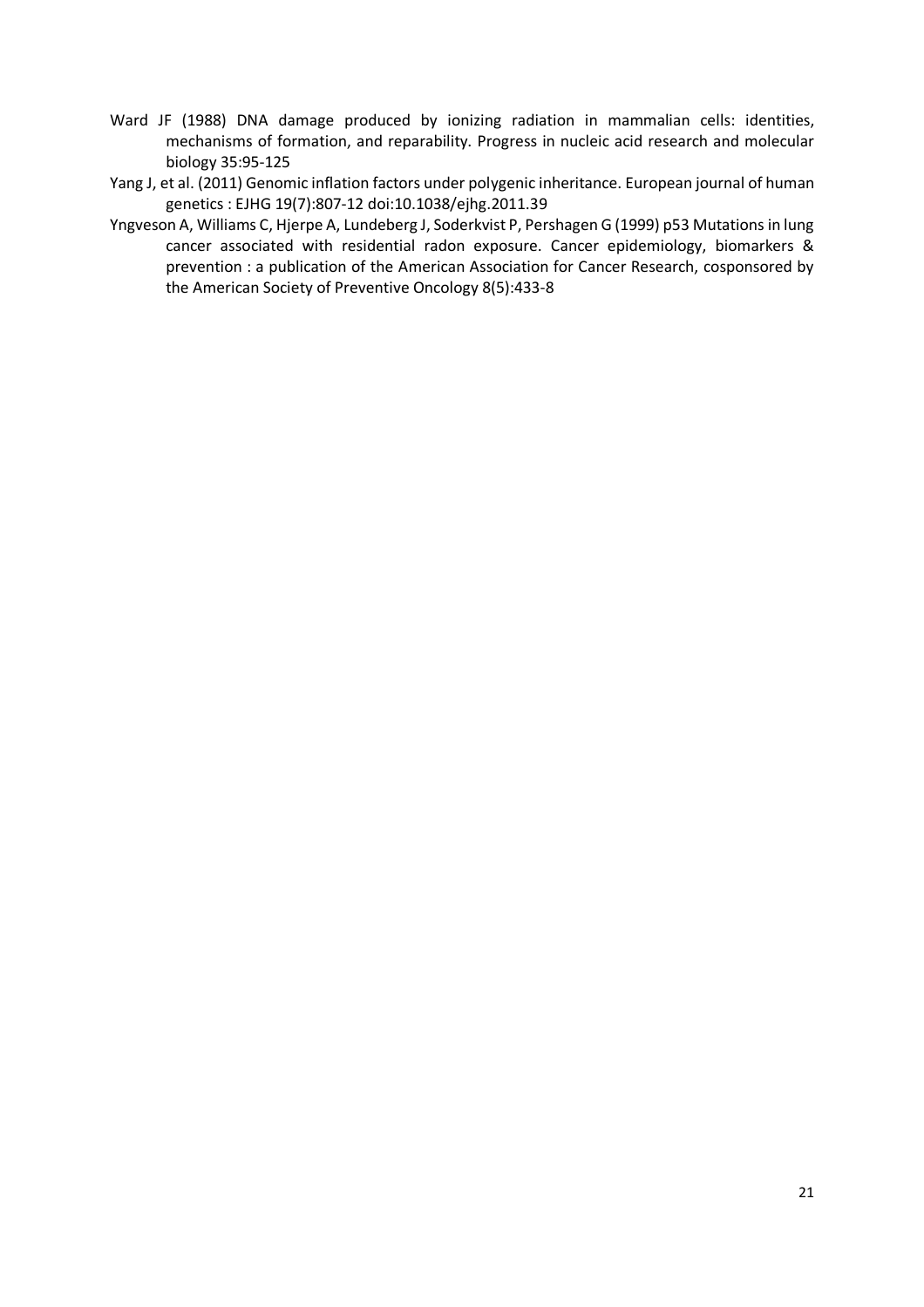Ward JF (1988) DNA damage produced by ionizing radiation in mammalian cells: identities, mechanisms of formation, and reparability. Progress in nucleic acid research and molecular biology 35:95-125

Yang J, et al. (2011) Genomic inflation factors under polygenic inheritance. European journal of human genetics : EJHG 19(7):807-12 doi:10.1038/ejhg.2011.39

Yngveson A, Williams C, Hjerpe A, Lundeberg J, Soderkvist P, Pershagen G (1999) p53 Mutations in lung cancer associated with residential radon exposure. Cancer epidemiology, biomarkers & prevention : a publication of the American Association for Cancer Research, cosponsored by the American Society of Preventive Oncology 8(5):433-8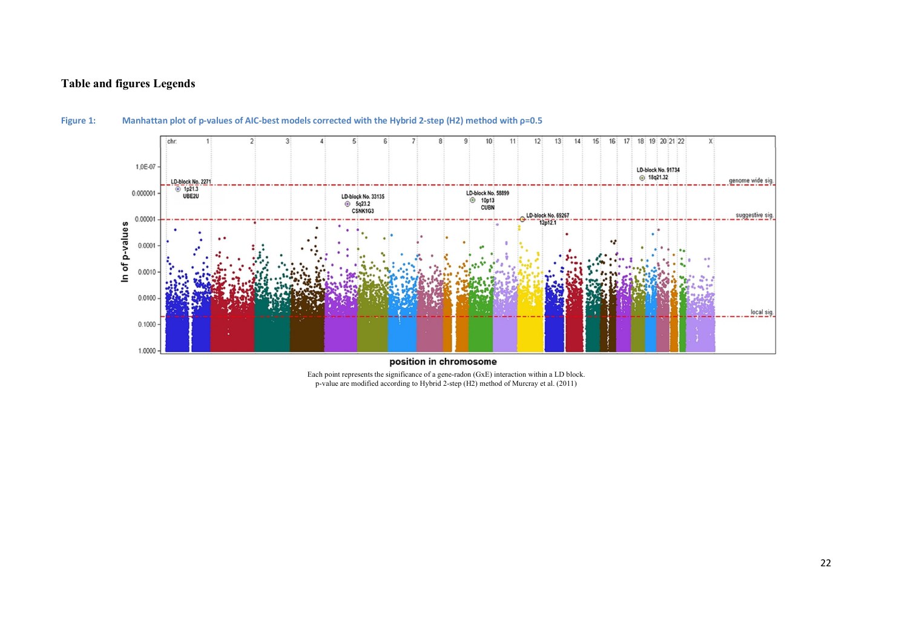# Table and figures Legends

**Figure 1: Manhattan plot of p-values of AIC-best models corrected with the Hybrid 2-step (H2) method with ρ=0.5**

Each point represents the significance of a gene-radon (GxE) interaction within a LD block.
p-value are modified according to Hybrid 2-step (H2) method of Murcray et al. (2011)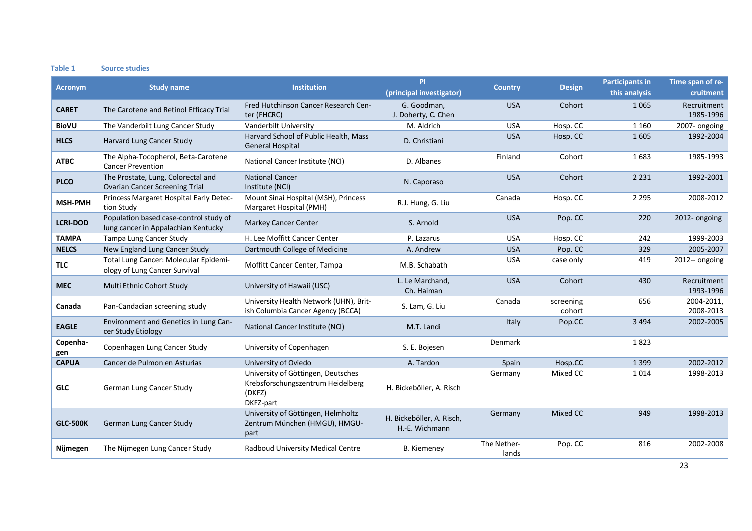**Table 1** Source studies

| Acronym | Study name | Institution | PI (principal investigator) | Country | Design | Participants in this analysis | Time span of recruitment |
|---|---|---|---|---|---|---|---|
| **CARET** | The Carotene and Retinol Efficacy Trial | Fred Hutchinson Cancer Research Center (FHCRC) | G. Goodman, J. Doherty, C. Chen | USA | Cohort | 1 065 | Recruitment 1985-1996 |
| **BioVU** | The Vanderbilt Lung Cancer Study | Vanderbilt University | M. Aldrich | USA | Hosp. CC | 1 160 | 2007- ongoing |
| **HLCS** | Harvard Lung Cancer Study | Harvard School of Public Health, Mass General Hospital | D. Christiani | USA | Hosp. CC | 1 605 | 1992-2004 |
| **ATBC** | The Alpha-Tocopherol, Beta-Carotene Cancer Prevention | National Cancer Institute (NCI) | D. Albanes | Finland | Cohort | 1 683 | 1985-1993 |
| **PLCO** | The Prostate, Lung, Colorectal and Ovarian Cancer Screening Trial | National Cancer Institute (NCI) | N. Caporaso | USA | Cohort | 2 231 | 1992-2001 |
| **MSH-PMH** | Princess Margaret Hospital Early Detection Study | Mount Sinai Hospital (MSH), Princess Margaret Hospital (PMH) | R.J. Hung, G. Liu | Canada | Hosp. CC | 2 295 | 2008-2012 |
| **LCRI-DOD** | Population based case-control study of lung cancer in Appalachian Kentucky | Markey Cancer Center | S. Arnold | USA | Pop. CC | 220 | 2012- ongoing |
| **TAMPA** | Tampa Lung Cancer Study | H. Lee Moffitt Cancer Center | P. Lazarus | USA | Hosp. CC | 242 | 1999-2003 |
| **NELCS** | New England Lung Cancer Study | Dartmouth College of Medicine | A. Andrew | USA | Pop. CC | 329 | 2005-2007 |
| **TLC** | Total Lung Cancer: Molecular Epidemiology of Lung Cancer Survival | Moffitt Cancer Center, Tampa | M.B. Schabath | USA | case only | 419 | 2012-- ongoing |
| **MEC** | Multi Ethnic Cohort Study | University of Hawaii (USC) | L. Le Marchand, Ch. Haiman | USA | Cohort | 430 | Recruitment 1993-1996 |
| **Canada** | Pan-Candadian screening study | University Health Network (UHN), British Columbia Cancer Agency (BCCA) | S. Lam, G. Liu | Canada | screening cohort | 656 | 2004-2011, 2008-2013 |
| **EAGLE** | Environment and Genetics in Lung Cancer Study Etiology | National Cancer Institute (NCI) | M.T. Landi | Italy | Pop.CC | 3 494 | 2002-2005 |
| **Copenhagen** | Copenhagen Lung Cancer Study | University of Copenhagen | S. E. Bojesen | Denmark | | 1 823 | |
| **CAPUA** | Cancer de Pulmon en Asturias | University of Oviedo | A. Tardon | Spain | Hosp.CC | 1 399 | 2002-2012 |
| **GLC** | German Lung Cancer Study | University of Göttingen, Deutsches Krebsforschungszentrum Heidelberg (DKFZ) DKFZ-part | H. Bickeböller, A. Risch | Germany | Mixed CC | 1 014 | 1998-2013 |
| **GLC-500K** | German Lung Cancer Study | University of Göttingen, Helmholtz Zentrum München (HMGU), HMGU-part | H. Bickeböller, A. Risch, H.-E. Wichmann | Germany | Mixed CC | 949 | 1998-2013 |
| **Nijmegen** | The Nijmegen Lung Cancer Study | Radboud University Medical Centre | B. Kiemeney | The Netherlands | Pop. CC | 816 | 2002-2008 |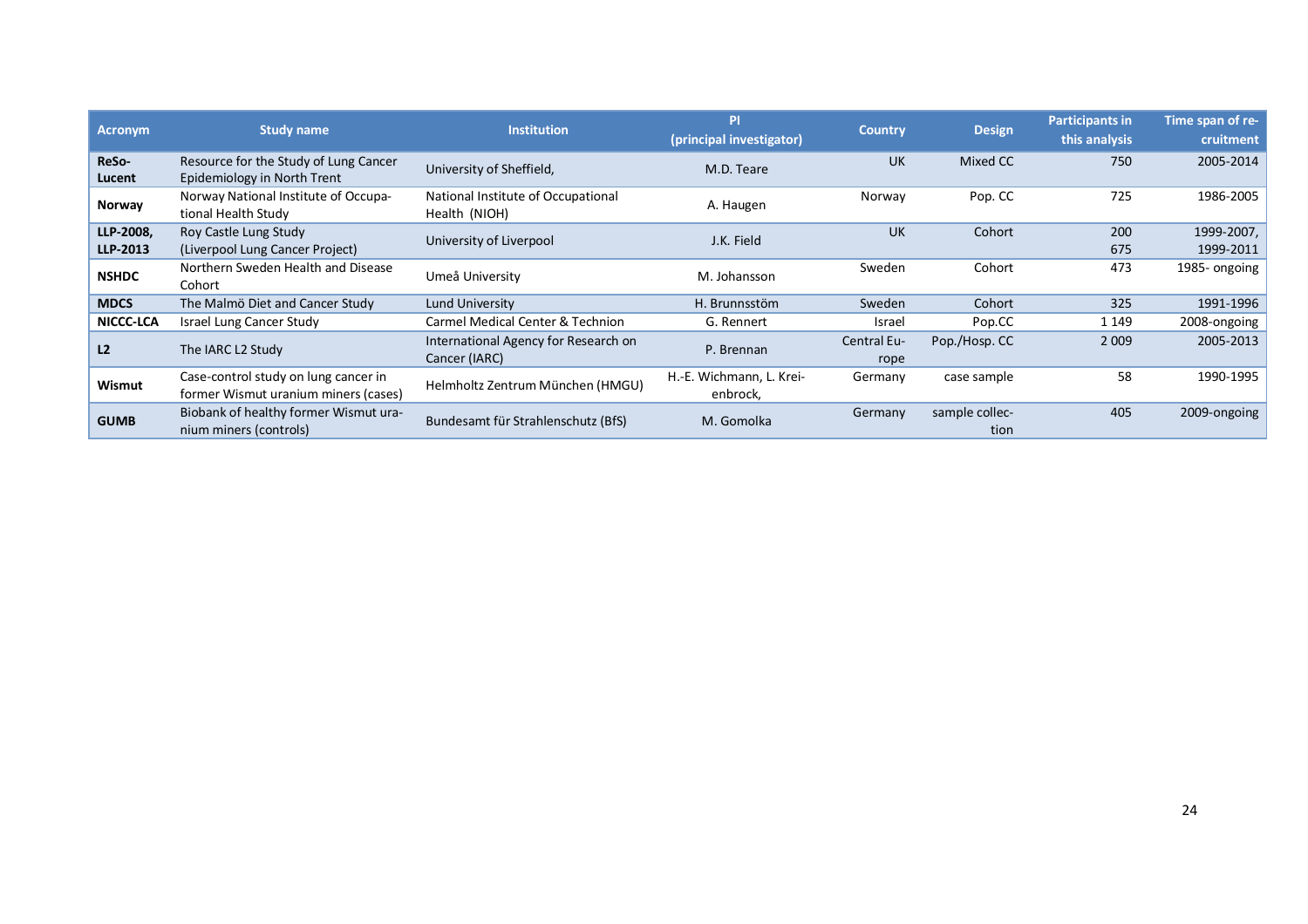| Acronym | Study name | Institution | PI (principal investigator) | Country | Design | Participants in this analysis | Time span of recruitment |
|---|---|---|---|---|---|---|---|
| **ReSo-Lucent** | Resource for the Study of Lung Cancer Epidemiology in North Trent | University of Sheffield, | M.D. Teare | UK | Mixed CC | 750 | 2005-2014 |
| **Norway** | Norway National Institute of Occupational Health Study | National Institute of Occupational Health (NIOH) | A. Haugen | Norway | Pop. CC | 725 | 1986-2005 |
| **LLP-2008, LLP-2013** | Roy Castle Lung Study (Liverpool Lung Cancer Project) | University of Liverpool | J.K. Field | UK | Cohort | 200<br>675 | 1999-2007,<br>1999-2011 |
| **NSHDC** | Northern Sweden Health and Disease Cohort | Umeå University | M. Johansson | Sweden | Cohort | 473 | 1985- ongoing |
| **MDCS** | The Malmö Diet and Cancer Study | Lund University | H. Brunnstöm | Sweden | Cohort | 325 | 1991-1996 |
| **NICCC-LCA** | Israel Lung Cancer Study | Carmel Medical Center & Technion | G. Rennert | Israel | Pop.CC | 1 149 | 2008-ongoing |
| **L2** | The IARC L2 Study | International Agency for Research on Cancer (IARC) | P. Brennan | Central Europe | Pop./Hosp. CC | 2 009 | 2005-2013 |
| **Wismut** | Case-control study on lung cancer in former Wismut uranium miners (cases) | Helmholtz Zentrum München (HMGU) | H.-E. Wichmann, L. Kreienbrock, | Germany | case sample | 58 | 1990-1995 |
| **GUMB** | Biobank of healthy former Wismut uranium miners (controls) | Bundesamt für Strahlenschutz (BfS) | M. Gomolka | Germany | sample collection | 405 | 2009-ongoing |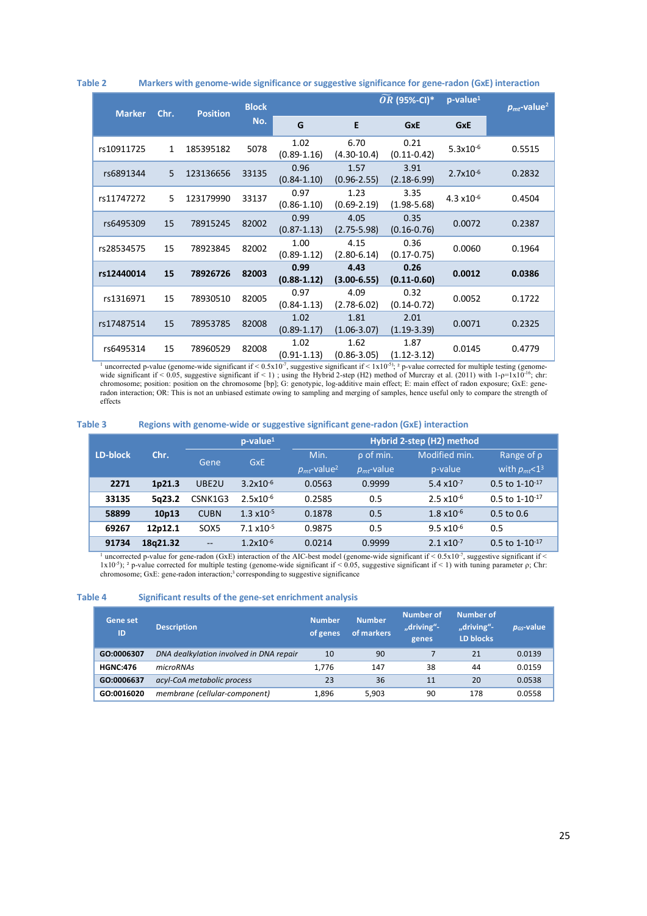**Table 2** Markers with genome-wide significance or suggestive significance for gene-radon (GxE) interaction

| Marker | Chr. | Position | Block No. | $\widetilde{OR}$ (95%-CI)* | | | p-value[1] | $p_{mt}$-value[2] |
|---|---|---|---|---|---|---|---|---|
| | | | | G | E | GxE | GxE | |
| rs10911725 | 1 | 185395182 | 5078 | 1.02 (0.89-1.16) | 6.70 (4.30-10.4) | 0.21 (0.11-0.42) | $5.3\times10^{-6}$ | 0.5515 |
| rs6891344 | 5 | 123136656 | 33135 | 0.96 (0.84-1.10) | 1.57 (0.96-2.55) | 3.91 (2.18-6.99) | $2.7\times10^{-6}$ | 0.2832 |
| rs11747272 | 5 | 123179990 | 33137 | 0.97 (0.86-1.10) | 1.23 (0.69-2.19) | 3.35 (1.98-5.68) | $4.3\times10^{-6}$ | 0.4504 |
| rs6495309 | 15 | 78915245 | 82002 | 0.99 (0.87-1.13) | 4.05 (2.75-5.98) | 0.35 (0.16-0.76) | 0.0072 | 0.2387 |
| rs28534575 | 15 | 78923845 | 82002 | 1.00 (0.89-1.12) | 4.15 (2.80-6.14) | 0.36 (0.17-0.75) | 0.0060 | 0.1964 |
| **rs12440014** | **15** | **78926726** | **82003** | **0.99 (0.88-1.12)** | **4.43 (3.00-6.55)** | **0.26 (0.11-0.60)** | **0.0012** | **0.0386** |
| rs1316971 | 15 | 78930510 | 82005 | 0.97 (0.84-1.13) | 4.09 (2.78-6.02) | 0.32 (0.14-0.72) | 0.0052 | 0.1722 |
| rs17487514 | 15 | 78953785 | 82008 | 1.02 (0.89-1.17) | 1.81 (1.06-3.07) | 2.01 (1.19-3.39) | 0.0071 | 0.2325 |
| rs6495314 | 15 | 78960529 | 82008 | 1.02 (0.91-1.13) | 1.62 (0.86-3.05) | 1.87 (1.12-3.12) | 0.0145 | 0.4779 |

[1] uncorrected p-value (genome-wide significant if < $0.5\times10^{-7}$, suggestive significant if < $1\times10^{-5}$); [2] p-value corrected for multiple testing (genome-wide significant if < 0.05, suggestive significant if < 1) ; using the Hybrid 2-step (H2) method of Murcray et al. (2011) with $1-\rho=1\times10^{-16}$; chr: chromosome; position: position on the chromosome [bp]; G: genotypic, log-additive main effect; E: main effect of radon exposure; GxE: gene-radon interaction; OR: This is not an unbiased estimate owing to sampling and merging of samples, hence useful only to compare the strength of effects

**Table 3** Regions with genome-wide or suggestive significant gene-radon (GxE) interaction

| LD-block | Chr. | p-value[1] | | Hybrid 2-step (H2) method | | | |
|---|---|---|---|---|---|---|---|
| | | Gene | GxE | Min. $p_{mt}$-value[2] | ρ of min. $p_{mt}$-value | Modified min. p-value | Range of ρ with $p_{mt}$<1[3] |
| **2271** | **1p21.3** | UBE2U | $3.2\times10^{-6}$ | 0.0563 | 0.9999 | $5.4\times10^{-7}$ | 0.5 to $1-10^{-17}$ |
| **33135** | **5q23.2** | CSNK1G3 | $2.5\times10^{-6}$ | 0.2585 | 0.5 | $2.5\times10^{-6}$ | 0.5 to $1-10^{-17}$ |
| **58899** | **10p13** | CUBN | $1.3\times10^{-5}$ | 0.1878 | 0.5 | $1.8\times10^{-6}$ | 0.5 to 0.6 |
| **69267** | **12p12.1** | SOX5 | $7.1\times10^{-5}$ | 0.9875 | 0.5 | $9.5\times10^{-6}$ | 0.5 |
| **91734** | **18q21.32** | -- | $1.2\times10^{-6}$ | 0.0214 | 0.9999 | $2.1\times10^{-7}$ | 0.5 to $1-10^{-17}$ |

[1] uncorrected p-value for gene-radon (GxE) interaction of the AIC-best model (genome-wide significant if < $0.5\times10^{-7}$, suggestive significant if < $1\times10^{-5}$); [2] p-value corrected for multiple testing (genome-wide significant if < 0.05, suggestive significant if < 1) with tuning parameter ρ; Chr: chromosome; GxE: gene-radon interaction;[3] corresponding to suggestive significance

**Table 4** Significant results of the gene-set enrichment analysis

| Gene set ID | Description | Number of genes | Number of markers | Number of „driving"-genes | Number of „driving"-LD blocks | $p_{GS}$-value |
|---|---|---|---|---|---|---|
| **GO:0006307** | *DNA dealkylation involved in DNA repair* | 10 | 90 | 7 | 21 | 0.0139 |
| **HGNC:476** | *microRNAs* | 1,776 | 147 | 38 | 44 | 0.0159 |
| **GO:0006637** | *acyl-CoA metabolic process* | 23 | 36 | 11 | 20 | 0.0538 |
| **GO:0016020** | *membrane (cellular-component)* | 1,896 | 5,903 | 90 | 178 | 0.0558 |